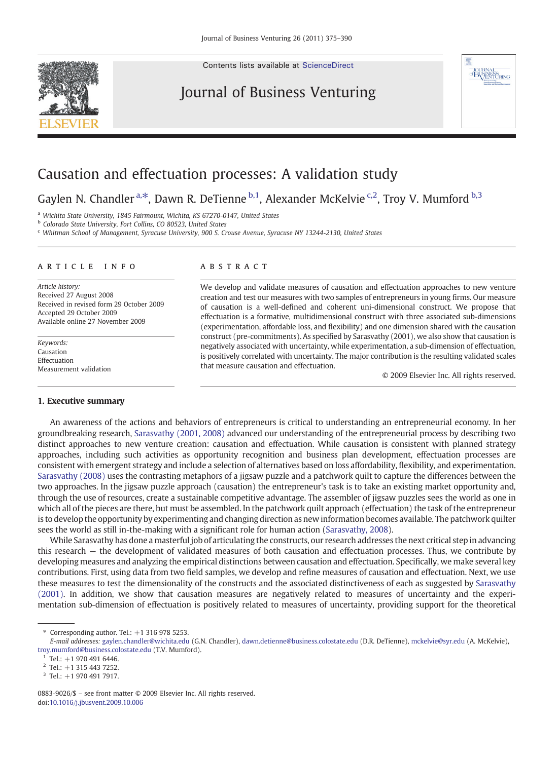Contents lists available at ScienceDirect

Journal of Business Venturing

# Causation and effectuation processes: A validation study

Gaylen N. Chandler [a,*], Dawn R. DeTienne [b,1], Alexander McKelvie [c,2], Troy V. Mumford [b,3]

[a] Wichita State University, 1845 Fairmount, Wichita, KS 67270-0147, United States
[b] Colorado State University, Fort Collins, CO 80523, United States
[c] Whitman School of Management, Syracuse University, 900 S. Crouse Avenue, Syracuse NY 13244-2130, United States

**ARTICLE INFO**

*Article history:*
Received 27 August 2008
Received in revised form 29 October 2009
Accepted 29 October 2009
Available online 27 November 2009

*Keywords:*
Causation
Effectuation
Measurement validation

**ABSTRACT**

We develop and validate measures of causation and effectuation approaches to new venture creation and test our measures with two samples of entrepreneurs in young firms. Our measure of causation is a well-defined and coherent uni-dimensional construct. We propose that effectuation is a formative, multidimensional construct with three associated sub-dimensions (experimentation, affordable loss, and flexibility) and one dimension shared with the causation construct (pre-commitments). As specified by Sarasvathy (2001), we also show that causation is negatively associated with uncertainty, while experimentation, a sub-dimension of effectuation, is positively correlated with uncertainty. The major contribution is the resulting validated scales that measure causation and effectuation.

© 2009 Elsevier Inc. All rights reserved.

## 1. Executive summary

An awareness of the actions and behaviors of entrepreneurs is critical to understanding an entrepreneurial economy. In her groundbreaking research, Sarasvathy (2001, 2008) advanced our understanding of the entrepreneurial process by describing two distinct approaches to new venture creation: causation and effectuation. While causation is consistent with planned strategy approaches, including such activities as opportunity recognition and business plan development, effectuation processes are consistent with emergent strategy and include a selection of alternatives based on loss affordability, flexibility, and experimentation. Sarasvathy (2008) uses the contrasting metaphors of a jigsaw puzzle and a patchwork quilt to capture the differences between the two approaches. In the jigsaw puzzle approach (causation) the entrepreneur's task is to take an existing market opportunity and, through the use of resources, create a sustainable competitive advantage. The assembler of jigsaw puzzles sees the world as one in which all of the pieces are there, but must be assembled. In the patchwork quilt approach (effectuation) the task of the entrepreneur is to develop the opportunity by experimenting and changing direction as new information becomes available. The patchwork quilter sees the world as still in-the-making with a significant role for human action (Sarasvathy, 2008).

While Sarasvathy has done a masterful job of articulating the constructs, our research addresses the next critical step in advancing this research — the development of validated measures of both causation and effectuation processes. Thus, we contribute by developing measures and analyzing the empirical distinctions between causation and effectuation. Specifically, we make several key contributions. First, using data from two field samples, we develop and refine measures of causation and effectuation. Next, we use these measures to test the dimensionality of the constructs and the associated distinctiveness of each as suggested by Sarasvathy (2001). In addition, we show that causation measures are negatively related to measures of uncertainty and the experimentation sub-dimension of effectuation is positively related to measures of uncertainty, providing support for the theoretical

* Corresponding author. Tel.: +1 316 978 5253.
*E-mail addresses:* gaylen.chandler@wichita.edu (G.N. Chandler), dawn.detienne@business.colostate.edu (D.R. DeTienne), mckelvie@syr.edu (A. McKelvie), troy.mumford@business.colostate.edu (T.V. Mumford).
[1] Tel.: +1 970 491 6446.
[2] Tel.: +1 315 443 7252.
[3] Tel.: +1 970 491 7917.

0883-9026/$ – see front matter © 2009 Elsevier Inc. All rights reserved.
doi:10.1016/j.jbusvent.2009.10.006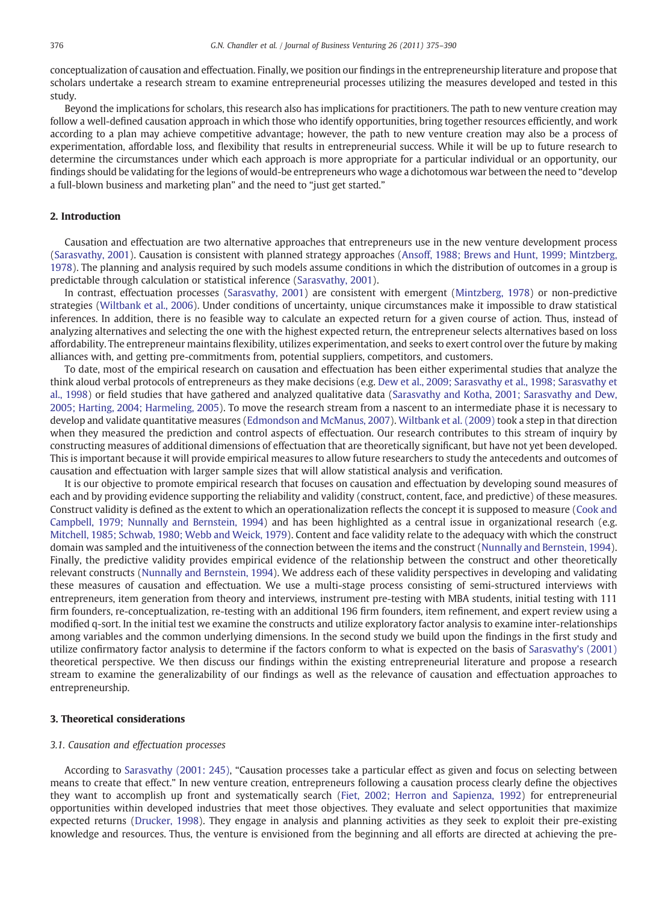conceptualization of causation and effectuation. Finally, we position our findings in the entrepreneurship literature and propose that scholars undertake a research stream to examine entrepreneurial processes utilizing the measures developed and tested in this study.

Beyond the implications for scholars, this research also has implications for practitioners. The path to new venture creation may follow a well-defined causation approach in which those who identify opportunities, bring together resources efficiently, and work according to a plan may achieve competitive advantage; however, the path to new venture creation may also be a process of experimentation, affordable loss, and flexibility that results in entrepreneurial success. While it will be up to future research to determine the circumstances under which each approach is more appropriate for a particular individual or an opportunity, our findings should be validating for the legions of would-be entrepreneurs who wage a dichotomous war between the need to "develop a full-blown business and marketing plan" and the need to "just get started."

## 2. Introduction

Causation and effectuation are two alternative approaches that entrepreneurs use in the new venture development process (Sarasvathy, 2001). Causation is consistent with planned strategy approaches (Ansoff, 1988; Brews and Hunt, 1999; Mintzberg, 1978). The planning and analysis required by such models assume conditions in which the distribution of outcomes in a group is predictable through calculation or statistical inference (Sarasvathy, 2001).

In contrast, effectuation processes (Sarasvathy, 2001) are consistent with emergent (Mintzberg, 1978) or non-predictive strategies (Wiltbank et al., 2006). Under conditions of uncertainty, unique circumstances make it impossible to draw statistical inferences. In addition, there is no feasible way to calculate an expected return for a given course of action. Thus, instead of analyzing alternatives and selecting the one with the highest expected return, the entrepreneur selects alternatives based on loss affordability. The entrepreneur maintains flexibility, utilizes experimentation, and seeks to exert control over the future by making alliances with, and getting pre-commitments from, potential suppliers, competitors, and customers.

To date, most of the empirical research on causation and effectuation has been either experimental studies that analyze the think aloud verbal protocols of entrepreneurs as they make decisions (e.g. Dew et al., 2009; Sarasvathy et al., 1998; Sarasvathy et al., 1998) or field studies that have gathered and analyzed qualitative data (Sarasvathy and Kotha, 2001; Sarasvathy and Dew, 2005; Harting, 2004; Harmeling, 2005). To move the research stream from a nascent to an intermediate phase it is necessary to develop and validate quantitative measures (Edmondson and McManus, 2007). Wiltbank et al. (2009) took a step in that direction when they measured the prediction and control aspects of effectuation. Our research contributes to this stream of inquiry by constructing measures of additional dimensions of effectuation that are theoretically significant, but have not yet been developed. This is important because it will provide empirical measures to allow future researchers to study the antecedents and outcomes of causation and effectuation with larger sample sizes that will allow statistical analysis and verification.

It is our objective to promote empirical research that focuses on causation and effectuation by developing sound measures of each and by providing evidence supporting the reliability and validity (construct, content, face, and predictive) of these measures. Construct validity is defined as the extent to which an operationalization reflects the concept it is supposed to measure (Cook and Campbell, 1979; Nunnally and Bernstein, 1994) and has been highlighted as a central issue in organizational research (e.g. Mitchell, 1985; Schwab, 1980; Webb and Weick, 1979). Content and face validity relate to the adequacy with which the construct domain was sampled and the intuitiveness of the connection between the items and the construct (Nunnally and Bernstein, 1994). Finally, the predictive validity provides empirical evidence of the relationship between the construct and other theoretically relevant constructs (Nunnally and Bernstein, 1994). We address each of these validity perspectives in developing and validating these measures of causation and effectuation. We use a multi-stage process consisting of semi-structured interviews with entrepreneurs, item generation from theory and interviews, instrument pre-testing with MBA students, initial testing with 111 firm founders, re-conceptualization, re-testing with an additional 196 firm founders, item refinement, and expert review using a modified q-sort. In the initial test we examine the constructs and utilize exploratory factor analysis to examine inter-relationships among variables and the common underlying dimensions. In the second study we build upon the findings in the first study and utilize confirmatory factor analysis to determine if the factors conform to what is expected on the basis of Sarasvathy's (2001) theoretical perspective. We then discuss our findings within the existing entrepreneurial literature and propose a research stream to examine the generalizability of our findings as well as the relevance of causation and effectuation approaches to entrepreneurship.

## 3. Theoretical considerations

### *3.1. Causation and effectuation processes*

According to Sarasvathy (2001: 245), "Causation processes take a particular effect as given and focus on selecting between means to create that effect." In new venture creation, entrepreneurs following a causation process clearly define the objectives they want to accomplish up front and systematically search (Fiet, 2002; Herron and Sapienza, 1992) for entrepreneurial opportunities within developed industries that meet those objectives. They evaluate and select opportunities that maximize expected returns (Drucker, 1998). They engage in analysis and planning activities as they seek to exploit their pre-existing knowledge and resources. Thus, the venture is envisioned from the beginning and all efforts are directed at achieving the pre-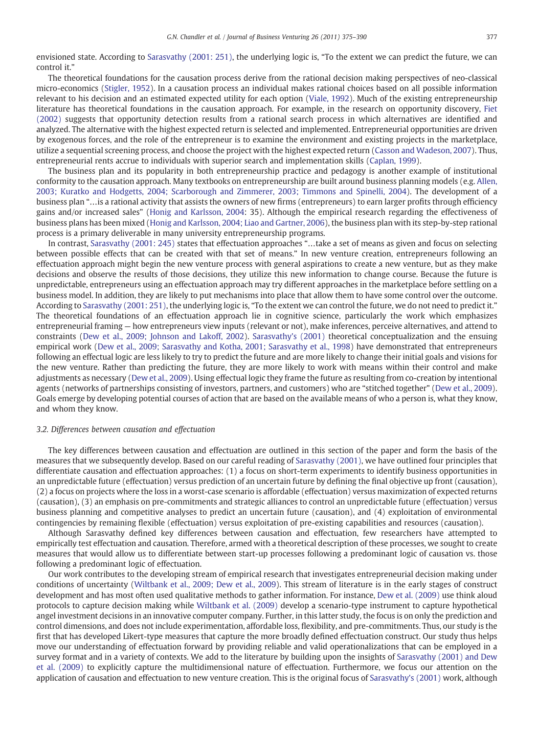envisioned state. According to Sarasvathy (2001: 251), the underlying logic is, "To the extent we can predict the future, we can control it."

The theoretical foundations for the causation process derive from the rational decision making perspectives of neo-classical micro-economics (Stigler, 1952). In a causation process an individual makes rational choices based on all possible information relevant to his decision and an estimated expected utility for each option (Viale, 1992). Much of the existing entrepreneurship literature has theoretical foundations in the causation approach. For example, in the research on opportunity discovery, Fiet (2002) suggests that opportunity detection results from a rational search process in which alternatives are identified and analyzed. The alternative with the highest expected return is selected and implemented. Entrepreneurial opportunities are driven by exogenous forces, and the role of the entrepreneur is to examine the environment and existing projects in the marketplace, utilize a sequential screening process, and choose the project with the highest expected return (Casson and Wadeson, 2007). Thus, entrepreneurial rents accrue to individuals with superior search and implementation skills (Caplan, 1999).

The business plan and its popularity in both entrepreneurship practice and pedagogy is another example of institutional conformity to the causation approach. Many textbooks on entrepreneurship are built around business planning models (e.g. Allen, 2003; Kuratko and Hodgetts, 2004; Scarborough and Zimmerer, 2003; Timmons and Spinelli, 2004). The development of a business plan "…is a rational activity that assists the owners of new firms (entrepreneurs) to earn larger profits through efficiency gains and/or increased sales" (Honig and Karlsson, 2004: 35). Although the empirical research regarding the effectiveness of business plans has been mixed (Honig and Karlsson, 2004; Liao and Gartner, 2006), the business plan with its step-by-step rational process is a primary deliverable in many university entrepreneurship programs.

In contrast, Sarasvathy (2001: 245) states that effectuation approaches "…take a set of means as given and focus on selecting between possible effects that can be created with that set of means." In new venture creation, entrepreneurs following an effectuation approach might begin the new venture process with general aspirations to create a new venture, but as they make decisions and observe the results of those decisions, they utilize this new information to change course. Because the future is unpredictable, entrepreneurs using an effectuation approach may try different approaches in the marketplace before settling on a business model. In addition, they are likely to put mechanisms into place that allow them to have some control over the outcome. According to Sarasvathy (2001: 251), the underlying logic is, "To the extent we can control the future, we do not need to predict it." The theoretical foundations of an effectuation approach lie in cognitive science, particularly the work which emphasizes entrepreneurial framing — how entrepreneurs view inputs (relevant or not), make inferences, perceive alternatives, and attend to constraints (Dew et al., 2009; Johnson and Lakoff, 2002). Sarasvathy's (2001) theoretical conceptualization and the ensuing empirical work (Dew et al., 2009; Sarasvathy and Kotha, 2001; Sarasvathy et al., 1998) have demonstrated that entrepreneurs following an effectual logic are less likely to try to predict the future and are more likely to change their initial goals and visions for the new venture. Rather than predicting the future, they are more likely to work with means within their control and make adjustments as necessary (Dew et al., 2009). Using effectual logic they frame the future as resulting from co-creation by intentional agents (networks of partnerships consisting of investors, partners, and customers) who are "stitched together" (Dew et al., 2009). Goals emerge by developing potential courses of action that are based on the available means of who a person is, what they know, and whom they know.

### *3.2. Differences between causation and effectuation*

The key differences between causation and effectuation are outlined in this section of the paper and form the basis of the measures that we subsequently develop. Based on our careful reading of Sarasvathy (2001), we have outlined four principles that differentiate causation and effectuation approaches: (1) a focus on short-term experiments to identify business opportunities in an unpredictable future (effectuation) versus prediction of an uncertain future by defining the final objective up front (causation), (2) a focus on projects where the loss in a worst-case scenario is affordable (effectuation) versus maximization of expected returns (causation), (3) an emphasis on pre-commitments and strategic alliances to control an unpredictable future (effectuation) versus business planning and competitive analyses to predict an uncertain future (causation), and (4) exploitation of environmental contingencies by remaining flexible (effectuation) versus exploitation of pre-existing capabilities and resources (causation).

Although Sarasvathy defined key differences between causation and effectuation, few researchers have attempted to empirically test effectuation and causation. Therefore, armed with a theoretical description of these processes, we sought to create measures that would allow us to differentiate between start-up processes following a predominant logic of causation vs. those following a predominant logic of effectuation.

Our work contributes to the developing stream of empirical research that investigates entrepreneurial decision making under conditions of uncertainty (Wiltbank et al., 2009; Dew et al., 2009). This stream of literature is in the early stages of construct development and has most often used qualitative methods to gather information. For instance, Dew et al. (2009) use think aloud protocols to capture decision making while Wiltbank et al. (2009) develop a scenario-type instrument to capture hypothetical angel investment decisions in an innovative computer company. Further, in this latter study, the focus is on only the prediction and control dimensions, and does not include experimentation, affordable loss, flexibility, and pre-commitments. Thus, our study is the first that has developed Likert-type measures that capture the more broadly defined effectuation construct. Our study thus helps move our understanding of effectuation forward by providing reliable and valid operationalizations that can be employed in a survey format and in a variety of contexts. We add to the literature by building upon the insights of Sarasvathy (2001) and Dew et al. (2009) to explicitly capture the multidimensional nature of effectuation. Furthermore, we focus our attention on the application of causation and effectuation to new venture creation. This is the original focus of Sarasvathy's (2001) work, although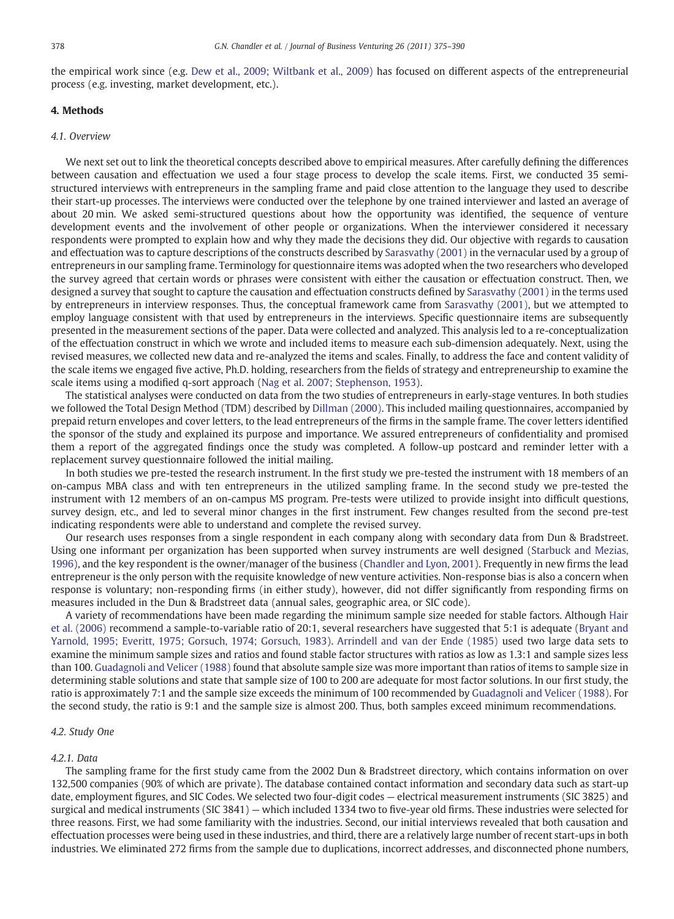the empirical work since (e.g. Dew et al., 2009; Wiltbank et al., 2009) has focused on different aspects of the entrepreneurial process (e.g. investing, market development, etc.).

## 4. Methods

### *4.1. Overview*

We next set out to link the theoretical concepts described above to empirical measures. After carefully defining the differences between causation and effectuation we used a four stage process to develop the scale items. First, we conducted 35 semi-structured interviews with entrepreneurs in the sampling frame and paid close attention to the language they used to describe their start-up processes. The interviews were conducted over the telephone by one trained interviewer and lasted an average of about 20 min. We asked semi-structured questions about how the opportunity was identified, the sequence of venture development events and the involvement of other people or organizations. When the interviewer considered it necessary respondents were prompted to explain how and why they made the decisions they did. Our objective with regards to causation and effectuation was to capture descriptions of the constructs described by Sarasvathy (2001) in the vernacular used by a group of entrepreneurs in our sampling frame. Terminology for questionnaire items was adopted when the two researchers who developed the survey agreed that certain words or phrases were consistent with either the causation or effectuation construct. Then, we designed a survey that sought to capture the causation and effectuation constructs defined by Sarasvathy (2001) in the terms used by entrepreneurs in interview responses. Thus, the conceptual framework came from Sarasvathy (2001), but we attempted to employ language consistent with that used by entrepreneurs in the interviews. Specific questionnaire items are subsequently presented in the measurement sections of the paper. Data were collected and analyzed. This analysis led to a re-conceptualization of the effectuation construct in which we wrote and included items to measure each sub-dimension adequately. Next, using the revised measures, we collected new data and re-analyzed the items and scales. Finally, to address the face and content validity of the scale items we engaged five active, Ph.D. holding, researchers from the fields of strategy and entrepreneurship to examine the scale items using a modified q-sort approach (Nag et al. 2007; Stephenson, 1953).

The statistical analyses were conducted on data from the two studies of entrepreneurs in early-stage ventures. In both studies we followed the Total Design Method (TDM) described by Dillman (2000). This included mailing questionnaires, accompanied by prepaid return envelopes and cover letters, to the lead entrepreneurs of the firms in the sample frame. The cover letters identified the sponsor of the study and explained its purpose and importance. We assured entrepreneurs of confidentiality and promised them a report of the aggregated findings once the study was completed. A follow-up postcard and reminder letter with a replacement survey questionnaire followed the initial mailing.

In both studies we pre-tested the research instrument. In the first study we pre-tested the instrument with 18 members of an on-campus MBA class and with ten entrepreneurs in the utilized sampling frame. In the second study we pre-tested the instrument with 12 members of an on-campus MS program. Pre-tests were utilized to provide insight into difficult questions, survey design, etc., and led to several minor changes in the first instrument. Few changes resulted from the second pre-test indicating respondents were able to understand and complete the revised survey.

Our research uses responses from a single respondent in each company along with secondary data from Dun & Bradstreet. Using one informant per organization has been supported when survey instruments are well designed (Starbuck and Mezias, 1996), and the key respondent is the owner/manager of the business (Chandler and Lyon, 2001). Frequently in new firms the lead entrepreneur is the only person with the requisite knowledge of new venture activities. Non-response bias is also a concern when response is voluntary; non-responding firms (in either study), however, did not differ significantly from responding firms on measures included in the Dun & Bradstreet data (annual sales, geographic area, or SIC code).

A variety of recommendations have been made regarding the minimum sample size needed for stable factors. Although Hair et al. (2006) recommend a sample-to-variable ratio of 20:1, several researchers have suggested that 5:1 is adequate (Bryant and Yarnold, 1995; Everitt, 1975; Gorsuch, 1974; Gorsuch, 1983). Arrindell and van der Ende (1985) used two large data sets to examine the minimum sample sizes and ratios and found stable factor structures with ratios as low as 1.3:1 and sample sizes less than 100. Guadagnoli and Velicer (1988) found that absolute sample size was more important than ratios of items to sample size in determining stable solutions and state that sample size of 100 to 200 are adequate for most factor solutions. In our first study, the ratio is approximately 7:1 and the sample size exceeds the minimum of 100 recommended by Guadagnoli and Velicer (1988). For the second study, the ratio is 9:1 and the sample size is almost 200. Thus, both samples exceed minimum recommendations.

### *4.2. Study One*

#### *4.2.1. Data*

The sampling frame for the first study came from the 2002 Dun & Bradstreet directory, which contains information on over 132,500 companies (90% of which are private). The database contained contact information and secondary data such as start-up date, employment figures, and SIC Codes. We selected two four-digit codes — electrical measurement instruments (SIC 3825) and surgical and medical instruments (SIC 3841) — which included 1334 two to five-year old firms. These industries were selected for three reasons. First, we had some familiarity with the industries. Second, our initial interviews revealed that both causation and effectuation processes were being used in these industries, and third, there are a relatively large number of recent start-ups in both industries. We eliminated 272 firms from the sample due to duplications, incorrect addresses, and disconnected phone numbers,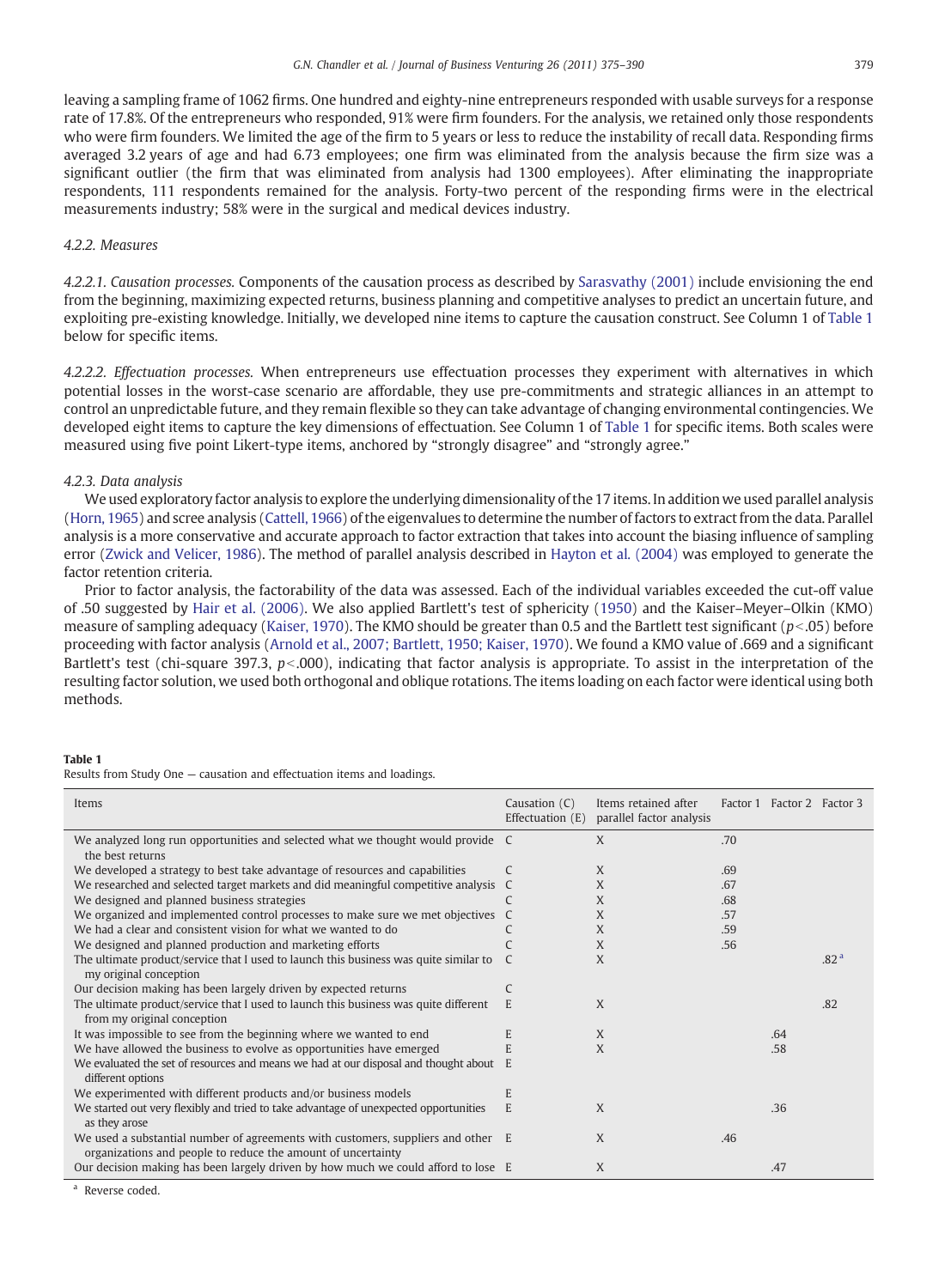leaving a sampling frame of 1062 firms. One hundred and eighty-nine entrepreneurs responded with usable surveys for a response rate of 17.8%. Of the entrepreneurs who responded, 91% were firm founders. For the analysis, we retained only those respondents who were firm founders. We limited the age of the firm to 5 years or less to reduce the instability of recall data. Responding firms averaged 3.2 years of age and had 6.73 employees; one firm was eliminated from the analysis because the firm size was a significant outlier (the firm that was eliminated from analysis had 1300 employees). After eliminating the inappropriate respondents, 111 respondents remained for the analysis. Forty-two percent of the responding firms were in the electrical measurements industry; 58% were in the surgical and medical devices industry.

#### 4.2.2. Measures

*4.2.2.1. Causation processes.* Components of the causation process as described by Sarasvathy (2001) include envisioning the end from the beginning, maximizing expected returns, business planning and competitive analyses to predict an uncertain future, and exploiting pre-existing knowledge. Initially, we developed nine items to capture the causation construct. See Column 1 of Table 1 below for specific items.

*4.2.2.2. Effectuation processes.* When entrepreneurs use effectuation processes they experiment with alternatives in which potential losses in the worst-case scenario are affordable, they use pre-commitments and strategic alliances in an attempt to control an unpredictable future, and they remain flexible so they can take advantage of changing environmental contingencies. We developed eight items to capture the key dimensions of effectuation. See Column 1 of Table 1 for specific items. Both scales were measured using five point Likert-type items, anchored by "strongly disagree" and "strongly agree."

#### 4.2.3. Data analysis

We used exploratory factor analysis to explore the underlying dimensionality of the 17 items. In addition we used parallel analysis (Horn, 1965) and scree analysis (Cattell, 1966) of the eigenvalues to determine the number of factors to extract from the data. Parallel analysis is a more conservative and accurate approach to factor extraction that takes into account the biasing influence of sampling error (Zwick and Velicer, 1986). The method of parallel analysis described in Hayton et al. (2004) was employed to generate the factor retention criteria.

Prior to factor analysis, the factorability of the data was assessed. Each of the individual variables exceeded the cut-off value of .50 suggested by Hair et al. (2006). We also applied Bartlett's test of sphericity (1950) and the Kaiser–Meyer–Olkin (KMO) measure of sampling adequacy (Kaiser, 1970). The KMO should be greater than 0.5 and the Bartlett test significant ($p<.05$) before proceeding with factor analysis (Arnold et al., 2007; Bartlett, 1950; Kaiser, 1970). We found a KMO value of .669 and a significant Bartlett's test (chi-square 397.3, $p<.000$), indicating that factor analysis is appropriate. To assist in the interpretation of the resulting factor solution, we used both orthogonal and oblique rotations. The items loading on each factor were identical using both methods.

**Table 1**
Results from Study One — causation and effectuation items and loadings.

| Items | Causation (C) Effectuation (E) | Items retained after parallel factor analysis | Factor 1 | Factor 2 | Factor 3 |
|---|---|---|---|---|---|
| We analyzed long run opportunities and selected what we thought would provide the best returns | C | X | .70 | | |
| We developed a strategy to best take advantage of resources and capabilities | C | X | .69 | | |
| We researched and selected target markets and did meaningful competitive analysis | C | X | .67 | | |
| We designed and planned business strategies | C | X | .68 | | |
| We organized and implemented control processes to make sure we met objectives | C | X | .57 | | |
| We had a clear and consistent vision for what we wanted to do | C | X | .59 | | |
| We designed and planned production and marketing efforts | C | X | .56 | | |
| The ultimate product/service that I used to launch this business was quite similar to my original conception | C | X | | | .82 [a] |
| Our decision making has been largely driven by expected returns | C | | | | |
| The ultimate product/service that I used to launch this business was quite different from my original conception | E | X | | | .82 |
| It was impossible to see from the beginning where we wanted to end | E | X | | .64 | |
| We have allowed the business to evolve as opportunities have emerged | E | X | | .58 | |
| We evaluated the set of resources and means we had at our disposal and thought about different options | E | | | | |
| We experimented with different products and/or business models | E | | | | |
| We started out very flexibly and tried to take advantage of unexpected opportunities as they arose | E | X | | .36 | |
| We used a substantial number of agreements with customers, suppliers and other organizations and people to reduce the amount of uncertainty | E | X | .46 | | |
| Our decision making has been largely driven by how much we could afford to lose | E | X | | .47 | |

[a] Reverse coded.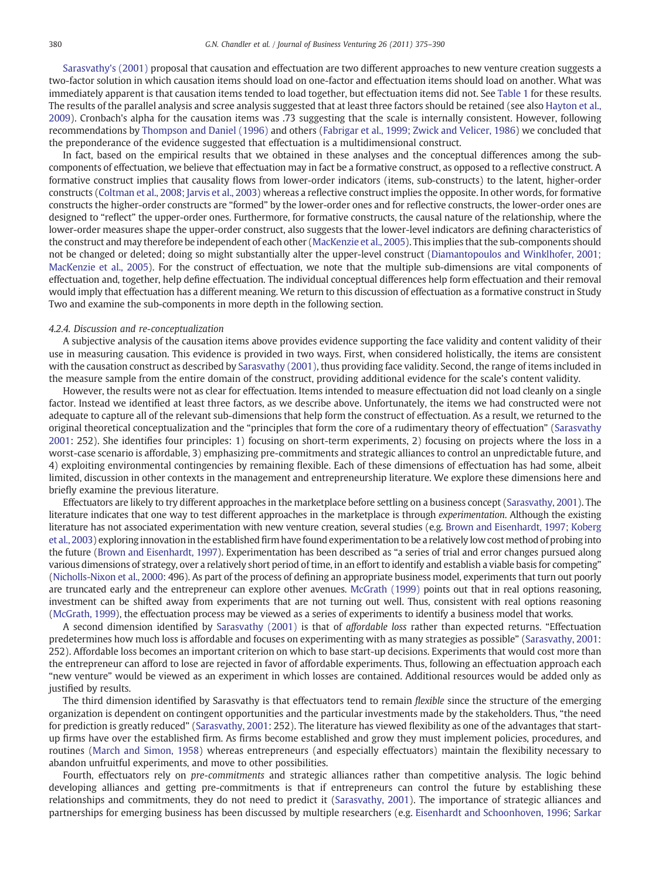Sarasvathy's (2001) proposal that causation and effectuation are two different approaches to new venture creation suggests a two-factor solution in which causation items should load on one-factor and effectuation items should load on another. What was immediately apparent is that causation items tended to load together, but effectuation items did not. See Table 1 for these results. The results of the parallel analysis and scree analysis suggested that at least three factors should be retained (see also Hayton et al., 2009). Cronbach's alpha for the causation items was .73 suggesting that the scale is internally consistent. However, following recommendations by Thompson and Daniel (1996) and others (Fabrigar et al., 1999; Zwick and Velicer, 1986) we concluded that the preponderance of the evidence suggested that effectuation is a multidimensional construct.

In fact, based on the empirical results that we obtained in these analyses and the conceptual differences among the sub-components of effectuation, we believe that effectuation may in fact be a formative construct, as opposed to a reflective construct. A formative construct implies that causality flows from lower-order indicators (items, sub-constructs) to the latent, higher-order constructs (Coltman et al., 2008; Jarvis et al., 2003) whereas a reflective construct implies the opposite. In other words, for formative constructs the higher-order constructs are "formed" by the lower-order ones and for reflective constructs, the lower-order ones are designed to "reflect" the upper-order ones. Furthermore, for formative constructs, the causal nature of the relationship, where the lower-order measures shape the upper-order construct, also suggests that the lower-level indicators are defining characteristics of the construct and may therefore be independent of each other (MacKenzie et al., 2005). This implies that the sub-components should not be changed or deleted; doing so might substantially alter the upper-level construct (Diamantopoulos and Winklhofer, 2001; MacKenzie et al., 2005). For the construct of effectuation, we note that the multiple sub-dimensions are vital components of effectuation and, together, help define effectuation. The individual conceptual differences help form effectuation and their removal would imply that effectuation has a different meaning. We return to this discussion of effectuation as a formative construct in Study Two and examine the sub-components in more depth in the following section.

#### 4.2.4. Discussion and re-conceptualization

A subjective analysis of the causation items above provides evidence supporting the face validity and content validity of their use in measuring causation. This evidence is provided in two ways. First, when considered holistically, the items are consistent with the causation construct as described by Sarasvathy (2001), thus providing face validity. Second, the range of items included in the measure sample from the entire domain of the construct, providing additional evidence for the scale's content validity.

However, the results were not as clear for effectuation. Items intended to measure effectuation did not load cleanly on a single factor. Instead we identified at least three factors, as we describe above. Unfortunately, the items we had constructed were not adequate to capture all of the relevant sub-dimensions that help form the construct of effectuation. As a result, we returned to the original theoretical conceptualization and the "principles that form the core of a rudimentary theory of effectuation" (Sarasvathy 2001: 252). She identifies four principles: 1) focusing on short-term experiments, 2) focusing on projects where the loss in a worst-case scenario is affordable, 3) emphasizing pre-commitments and strategic alliances to control an unpredictable future, and 4) exploiting environmental contingencies by remaining flexible. Each of these dimensions of effectuation has had some, albeit limited, discussion in other contexts in the management and entrepreneurship literature. We explore these dimensions here and briefly examine the previous literature.

Effectuators are likely to try different approaches in the marketplace before settling on a business concept (Sarasvathy, 2001). The literature indicates that one way to test different approaches in the marketplace is through *experimentation*. Although the existing literature has not associated experimentation with new venture creation, several studies (e.g. Brown and Eisenhardt, 1997; Koberg et al., 2003) exploring innovation in the established firm have found experimentation to be a relatively low cost method of probing into the future (Brown and Eisenhardt, 1997). Experimentation has been described as "a series of trial and error changes pursued along various dimensions of strategy, over a relatively short period of time, in an effort to identify and establish a viable basis for competing" (Nicholls-Nixon et al., 2000: 496). As part of the process of defining an appropriate business model, experiments that turn out poorly are truncated early and the entrepreneur can explore other avenues. McGrath (1999) points out that in real options reasoning, investment can be shifted away from experiments that are not turning out well. Thus, consistent with real options reasoning (McGrath, 1999), the effectuation process may be viewed as a series of experiments to identify a business model that works.

A second dimension identified by Sarasvathy (2001) is that of *affordable loss* rather than expected returns. "Effectuation predetermines how much loss is affordable and focuses on experimenting with as many strategies as possible" (Sarasvathy, 2001: 252). Affordable loss becomes an important criterion on which to base start-up decisions. Experiments that would cost more than the entrepreneur can afford to lose are rejected in favor of affordable experiments. Thus, following an effectuation approach each "new venture" would be viewed as an experiment in which losses are contained. Additional resources would be added only as justified by results.

The third dimension identified by Sarasvathy is that effectuators tend to remain *flexible* since the structure of the emerging organization is dependent on contingent opportunities and the particular investments made by the stakeholders. Thus, "the need for prediction is greatly reduced" (Sarasvathy, 2001: 252). The literature has viewed flexibility as one of the advantages that start-up firms have over the established firm. As firms become established and grow they must implement policies, procedures, and routines (March and Simon, 1958) whereas entrepreneurs (and especially effectuators) maintain the flexibility necessary to abandon unfruitful experiments, and move to other possibilities.

Fourth, effectuators rely on *pre-commitments* and strategic alliances rather than competitive analysis. The logic behind developing alliances and getting pre-commitments is that if entrepreneurs can control the future by establishing these relationships and commitments, they do not need to predict it (Sarasvathy, 2001). The importance of strategic alliances and partnerships for emerging business has been discussed by multiple researchers (e.g. Eisenhardt and Schoonhoven, 1996; Sarkar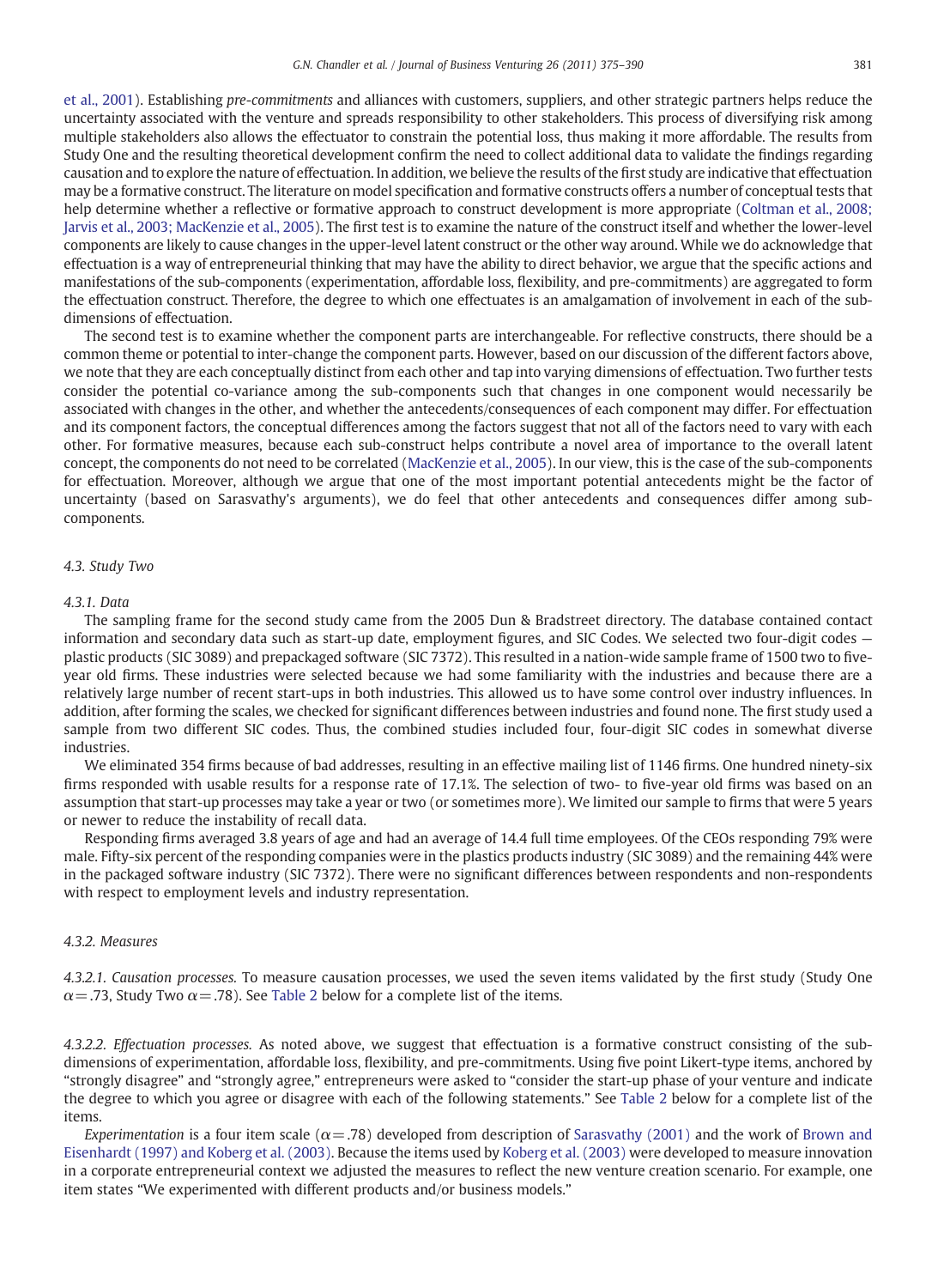et al., 2001). Establishing *pre-commitments* and alliances with customers, suppliers, and other strategic partners helps reduce the uncertainty associated with the venture and spreads responsibility to other stakeholders. This process of diversifying risk among multiple stakeholders also allows the effectuator to constrain the potential loss, thus making it more affordable. The results from Study One and the resulting theoretical development confirm the need to collect additional data to validate the findings regarding causation and to explore the nature of effectuation. In addition, we believe the results of the first study are indicative that effectuation may be a formative construct. The literature on model specification and formative constructs offers a number of conceptual tests that help determine whether a reflective or formative approach to construct development is more appropriate (Coltman et al., 2008; Jarvis et al., 2003; MacKenzie et al., 2005). The first test is to examine the nature of the construct itself and whether the lower-level components are likely to cause changes in the upper-level latent construct or the other way around. While we do acknowledge that effectuation is a way of entrepreneurial thinking that may have the ability to direct behavior, we argue that the specific actions and manifestations of the sub-components (experimentation, affordable loss, flexibility, and pre-commitments) are aggregated to form the effectuation construct. Therefore, the degree to which one effectuates is an amalgamation of involvement in each of the sub-dimensions of effectuation.

The second test is to examine whether the component parts are interchangeable. For reflective constructs, there should be a common theme or potential to inter-change the component parts. However, based on our discussion of the different factors above, we note that they are each conceptually distinct from each other and tap into varying dimensions of effectuation. Two further tests consider the potential co-variance among the sub-components such that changes in one component would necessarily be associated with changes in the other, and whether the antecedents/consequences of each component may differ. For effectuation and its component factors, the conceptual differences among the factors suggest that not all of the factors need to vary with each other. For formative measures, because each sub-construct helps contribute a novel area of importance to the overall latent concept, the components do not need to be correlated (MacKenzie et al., 2005). In our view, this is the case of the sub-components for effectuation. Moreover, although we argue that one of the most important potential antecedents might be the factor of uncertainty (based on Sarasvathy's arguments), we do feel that other antecedents and consequences differ among sub-components.

### 4.3. Study Two

#### 4.3.1. Data

The sampling frame for the second study came from the 2005 Dun & Bradstreet directory. The database contained contact information and secondary data such as start-up date, employment figures, and SIC Codes. We selected two four-digit codes — plastic products (SIC 3089) and prepackaged software (SIC 7372). This resulted in a nation-wide sample frame of 1500 two to five-year old firms. These industries were selected because we had some familiarity with the industries and because there are a relatively large number of recent start-ups in both industries. This allowed us to have some control over industry influences. In addition, after forming the scales, we checked for significant differences between industries and found none. The first study used a sample from two different SIC codes. Thus, the combined studies included four, four-digit SIC codes in somewhat diverse industries.

We eliminated 354 firms because of bad addresses, resulting in an effective mailing list of 1146 firms. One hundred ninety-six firms responded with usable results for a response rate of 17.1%. The selection of two- to five-year old firms was based on an assumption that start-up processes may take a year or two (or sometimes more). We limited our sample to firms that were 5 years or newer to reduce the instability of recall data.

Responding firms averaged 3.8 years of age and had an average of 14.4 full time employees. Of the CEOs responding 79% were male. Fifty-six percent of the responding companies were in the plastics products industry (SIC 3089) and the remaining 44% were in the packaged software industry (SIC 7372). There were no significant differences between respondents and non-respondents with respect to employment levels and industry representation.

#### 4.3.2. Measures

*4.3.2.1. Causation processes.* To measure causation processes, we used the seven items validated by the first study (Study One $\alpha = .73$, Study Two $\alpha = .78$). See Table 2 below for a complete list of the items.

*4.3.2.2. Effectuation processes.* As noted above, we suggest that effectuation is a formative construct consisting of the sub-dimensions of experimentation, affordable loss, flexibility, and pre-commitments. Using five point Likert-type items, anchored by "strongly disagree" and "strongly agree," entrepreneurs were asked to "consider the start-up phase of your venture and indicate the degree to which you agree or disagree with each of the following statements." See Table 2 below for a complete list of the items.

*Experimentation* is a four item scale ($\alpha = .78$) developed from description of Sarasvathy (2001) and the work of Brown and Eisenhardt (1997) and Koberg et al. (2003). Because the items used by Koberg et al. (2003) were developed to measure innovation in a corporate entrepreneurial context we adjusted the measures to reflect the new venture creation scenario. For example, one item states "We experimented with different products and/or business models."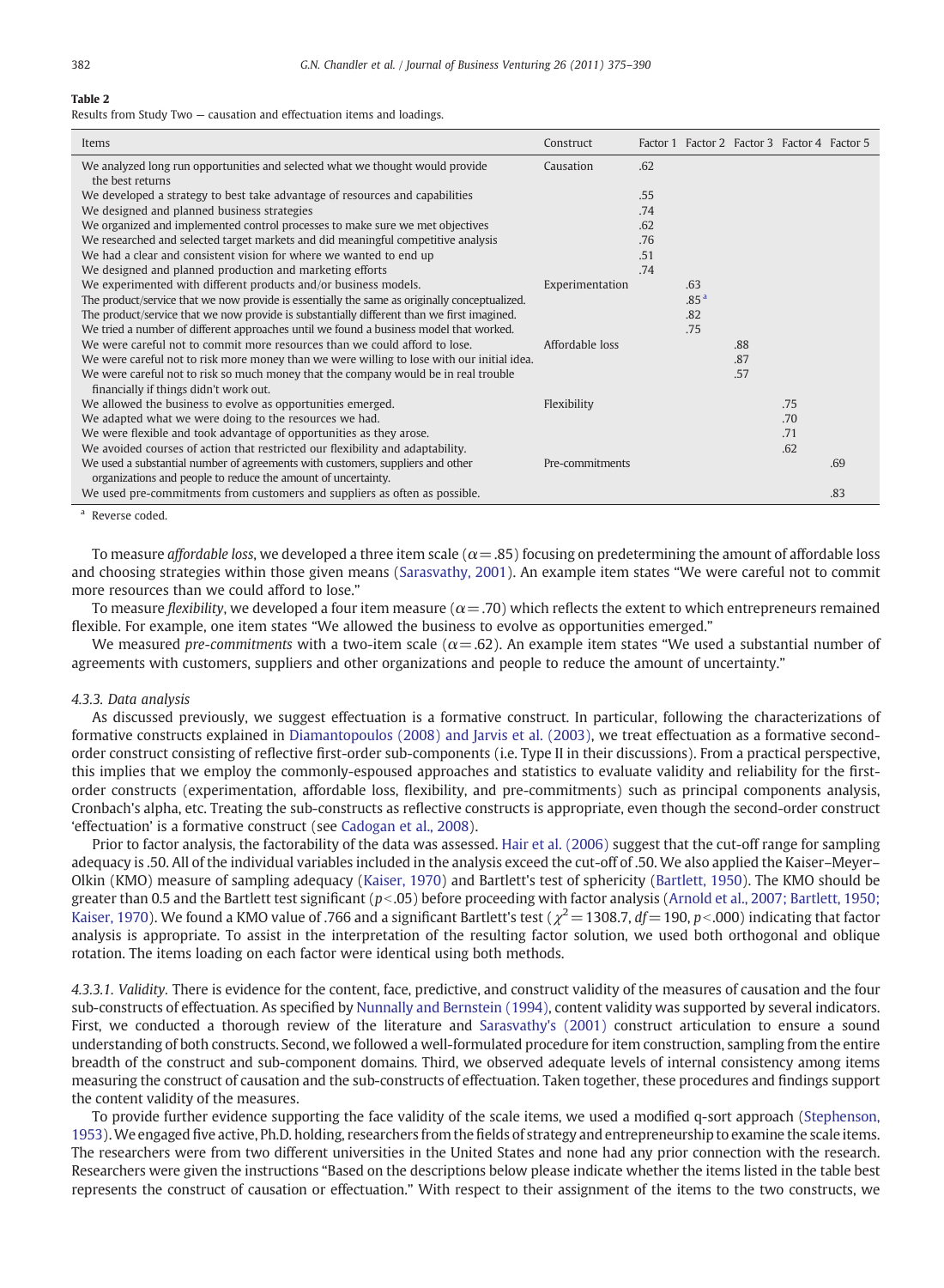**Table 2**
Results from Study Two — causation and effectuation items and loadings.

| Items | Construct | Factor 1 | Factor 2 | Factor 3 | Factor 4 | Factor 5 |
|---|---|---|---|---|---|---|
| We analyzed long run opportunities and selected what we thought would provide the best returns | Causation | .62 | | | | |
| We developed a strategy to best take advantage of resources and capabilities | | .55 | | | | |
| We designed and planned business strategies | | .74 | | | | |
| We organized and implemented control processes to make sure we met objectives | | .62 | | | | |
| We researched and selected target markets and did meaningful competitive analysis | | .76 | | | | |
| We had a clear and consistent vision for where we wanted to end up | | .51 | | | | |
| We designed and planned production and marketing efforts | | .74 | | | | |
| We experimented with different products and/or business models. | Experimentation | | .63 | | | |
| The product/service that we now provide is essentially the same as originally conceptualized. | | | .85 [a] | | | |
| The product/service that we now provide is substantially different than we first imagined. | | | .82 | | | |
| We tried a number of different approaches until we found a business model that worked. | | | .75 | | | |
| We were careful not to commit more resources than we could afford to lose. | Affordable loss | | | .88 | | |
| We were careful not to risk more money than we were willing to lose with our initial idea. | | | | .87 | | |
| We were careful not to risk so much money that the company would be in real trouble financially if things didn't work out. | | | | .57 | | |
| We allowed the business to evolve as opportunities emerged. | Flexibility | | | | .75 | |
| We adapted what we were doing to the resources we had. | | | | | .70 | |
| We were flexible and took advantage of opportunities as they arose. | | | | | .71 | |
| We avoided courses of action that restricted our flexibility and adaptability. | | | | | .62 | |
| We used a substantial number of agreements with customers, suppliers and other organizations and people to reduce the amount of uncertainty. | Pre-commitments | | | | | .69 |
| We used pre-commitments from customers and suppliers as often as possible. | | | | | | .83 |

[a] Reverse coded.

To measure *affordable loss*, we developed a three item scale ($\alpha = .85$) focusing on predetermining the amount of affordable loss and choosing strategies within those given means (Sarasvathy, 2001). An example item states "We were careful not to commit more resources than we could afford to lose."

To measure *flexibility*, we developed a four item measure ($\alpha = .70$) which reflects the extent to which entrepreneurs remained flexible. For example, one item states "We allowed the business to evolve as opportunities emerged."

We measured *pre-commitments* with a two-item scale ($\alpha = .62$). An example item states "We used a substantial number of agreements with customers, suppliers and other organizations and people to reduce the amount of uncertainty."

#### 4.3.3. Data analysis

As discussed previously, we suggest effectuation is a formative construct. In particular, following the characterizations of formative constructs explained in Diamantopoulos (2008) and Jarvis et al. (2003), we treat effectuation as a formative second-order construct consisting of reflective first-order sub-components (i.e. Type II in their discussions). From a practical perspective, this implies that we employ the commonly-espoused approaches and statistics to evaluate validity and reliability for the first-order constructs (experimentation, affordable loss, flexibility, and pre-commitments) such as principal components analysis, Cronbach's alpha, etc. Treating the sub-constructs as reflective constructs is appropriate, even though the second-order construct 'effectuation' is a formative construct (see Cadogan et al., 2008).

Prior to factor analysis, the factorability of the data was assessed. Hair et al. (2006) suggest that the cut-off range for sampling adequacy is .50. All of the individual variables included in the analysis exceed the cut-off of .50. We also applied the Kaiser–Meyer–Olkin (KMO) measure of sampling adequacy (Kaiser, 1970) and Bartlett's test of sphericity (Bartlett, 1950). The KMO should be greater than 0.5 and the Bartlett test significant ($p < .05$) before proceeding with factor analysis (Arnold et al., 2007; Bartlett, 1950; Kaiser, 1970). We found a KMO value of .766 and a significant Bartlett's test ($\chi^2 = 1308.7$, $df = 190$, $p < .000$) indicating that factor analysis is appropriate. To assist in the interpretation of the resulting factor solution, we used both orthogonal and oblique rotation. The items loading on each factor were identical using both methods.

*4.3.3.1. Validity.* There is evidence for the content, face, predictive, and construct validity of the measures of causation and the four sub-constructs of effectuation. As specified by Nunnally and Bernstein (1994), content validity was supported by several indicators. First, we conducted a thorough review of the literature and Sarasvathy's (2001) construct articulation to ensure a sound understanding of both constructs. Second, we followed a well-formulated procedure for item construction, sampling from the entire breadth of the construct and sub-component domains. Third, we observed adequate levels of internal consistency among items measuring the construct of causation and the sub-constructs of effectuation. Taken together, these procedures and findings support the content validity of the measures.

To provide further evidence supporting the face validity of the scale items, we used a modified q-sort approach (Stephenson, 1953). We engaged five active, Ph.D. holding, researchers from the fields of strategy and entrepreneurship to examine the scale items. The researchers were from two different universities in the United States and none had any prior connection with the research. Researchers were given the instructions "Based on the descriptions below please indicate whether the items listed in the table best represents the construct of causation or effectuation." With respect to their assignment of the items to the two constructs, we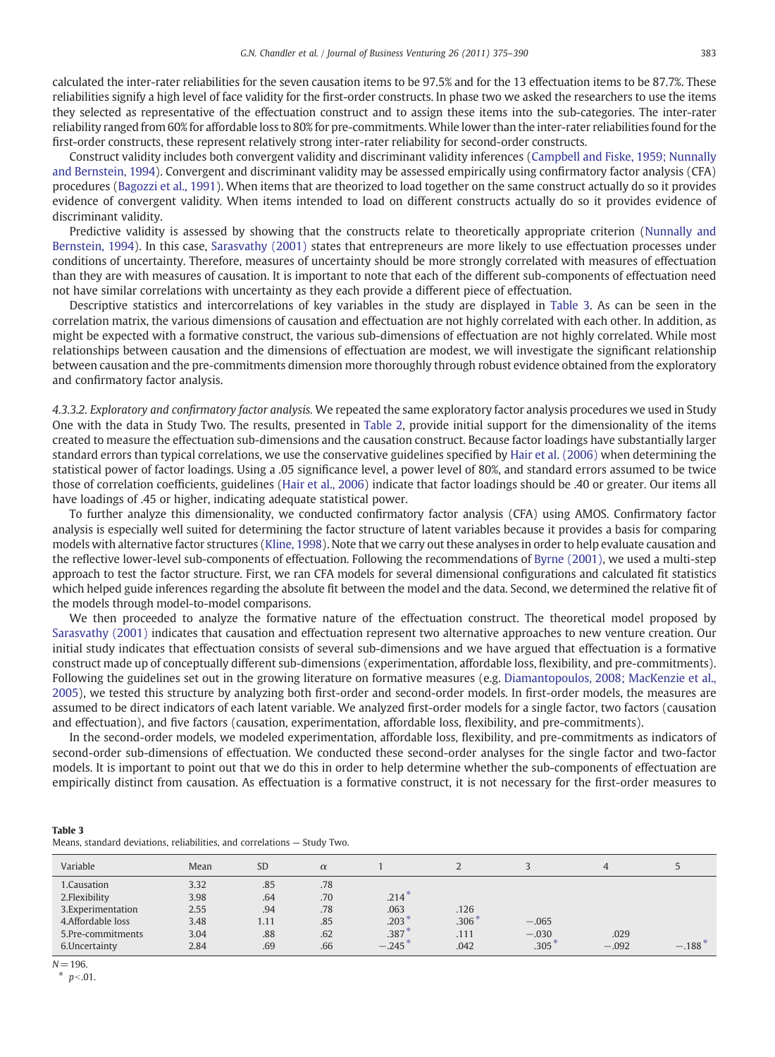calculated the inter-rater reliabilities for the seven causation items to be 97.5% and for the 13 effectuation items to be 87.7%. These reliabilities signify a high level of face validity for the first-order constructs. In phase two we asked the researchers to use the items they selected as representative of the effectuation construct and to assign these items into the sub-categories. The inter-rater reliability ranged from 60% for affordable loss to 80% for pre-commitments. While lower than the inter-rater reliabilities found for the first-order constructs, these represent relatively strong inter-rater reliability for second-order constructs.

Construct validity includes both convergent validity and discriminant validity inferences (Campbell and Fiske, 1959; Nunnally and Bernstein, 1994). Convergent and discriminant validity may be assessed empirically using confirmatory factor analysis (CFA) procedures (Bagozzi et al., 1991). When items that are theorized to load together on the same construct actually do so it provides evidence of convergent validity. When items intended to load on different constructs actually do so it provides evidence of discriminant validity.

Predictive validity is assessed by showing that the constructs relate to theoretically appropriate criterion (Nunnally and Bernstein, 1994). In this case, Sarasvathy (2001) states that entrepreneurs are more likely to use effectuation processes under conditions of uncertainty. Therefore, measures of uncertainty should be more strongly correlated with measures of effectuation than they are with measures of causation. It is important to note that each of the different sub-components of effectuation need not have similar correlations with uncertainty as they each provide a different piece of effectuation.

Descriptive statistics and intercorrelations of key variables in the study are displayed in Table 3. As can be seen in the correlation matrix, the various dimensions of causation and effectuation are not highly correlated with each other. In addition, as might be expected with a formative construct, the various sub-dimensions of effectuation are not highly correlated. While most relationships between causation and the dimensions of effectuation are modest, we will investigate the significant relationship between causation and the pre-commitments dimension more thoroughly through robust evidence obtained from the exploratory and confirmatory factor analysis.

*4.3.3.2. Exploratory and confirmatory factor analysis.* We repeated the same exploratory factor analysis procedures we used in Study One with the data in Study Two. The results, presented in Table 2, provide initial support for the dimensionality of the items created to measure the effectuation sub-dimensions and the causation construct. Because factor loadings have substantially larger standard errors than typical correlations, we use the conservative guidelines specified by Hair et al. (2006) when determining the statistical power of factor loadings. Using a .05 significance level, a power level of 80%, and standard errors assumed to be twice those of correlation coefficients, guidelines (Hair et al., 2006) indicate that factor loadings should be .40 or greater. Our items all have loadings of .45 or higher, indicating adequate statistical power.

To further analyze this dimensionality, we conducted confirmatory factor analysis (CFA) using AMOS. Confirmatory factor analysis is especially well suited for determining the factor structure of latent variables because it provides a basis for comparing models with alternative factor structures (Kline, 1998). Note that we carry out these analyses in order to help evaluate causation and the reflective lower-level sub-components of effectuation. Following the recommendations of Byrne (2001), we used a multi-step approach to test the factor structure. First, we ran CFA models for several dimensional configurations and calculated fit statistics which helped guide inferences regarding the absolute fit between the model and the data. Second, we determined the relative fit of the models through model-to-model comparisons.

We then proceeded to analyze the formative nature of the effectuation construct. The theoretical model proposed by Sarasvathy (2001) indicates that causation and effectuation represent two alternative approaches to new venture creation. Our initial study indicates that effectuation consists of several sub-dimensions and we have argued that effectuation is a formative construct made up of conceptually different sub-dimensions (experimentation, affordable loss, flexibility, and pre-commitments). Following the guidelines set out in the growing literature on formative measures (e.g. Diamantopoulos, 2008; MacKenzie et al., 2005), we tested this structure by analyzing both first-order and second-order models. In first-order models, the measures are assumed to be direct indicators of each latent variable. We analyzed first-order models for a single factor, two factors (causation and effectuation), and five factors (causation, experimentation, affordable loss, flexibility, and pre-commitments).

In the second-order models, we modeled experimentation, affordable loss, flexibility, and pre-commitments as indicators of second-order sub-dimensions of effectuation. We conducted these second-order analyses for the single factor and two-factor models. It is important to point out that we do this in order to help determine whether the sub-components of effectuation are empirically distinct from causation. As effectuation is a formative construct, it is not necessary for the first-order measures to

**Table 3**
Means, standard deviations, reliabilities, and correlations — Study Two.

| Variable | Mean | SD | α | 1 | 2 | 3 | 4 | 5 |
|---|---|---|---|---|---|---|---|---|
| 1.Causation | 3.32 | .85 | .78 | | | | | |
| 2.Flexibility | 3.98 | .64 | .70 | .214* | | | | |
| 3.Experimentation | 2.55 | .94 | .78 | .063 | .126 | | | |
| 4.Affordable loss | 3.48 | 1.11 | .85 | .203* | .306* | −.065 | | |
| 5.Pre-commitments | 3.04 | .88 | .62 | .387* | .111 | −.030 | .029 | |
| 6.Uncertainty | 2.84 | .69 | .66 | −.245* | .042 | .305* | −.092 | −.188* |

$N = 196$.

* $p < .01$.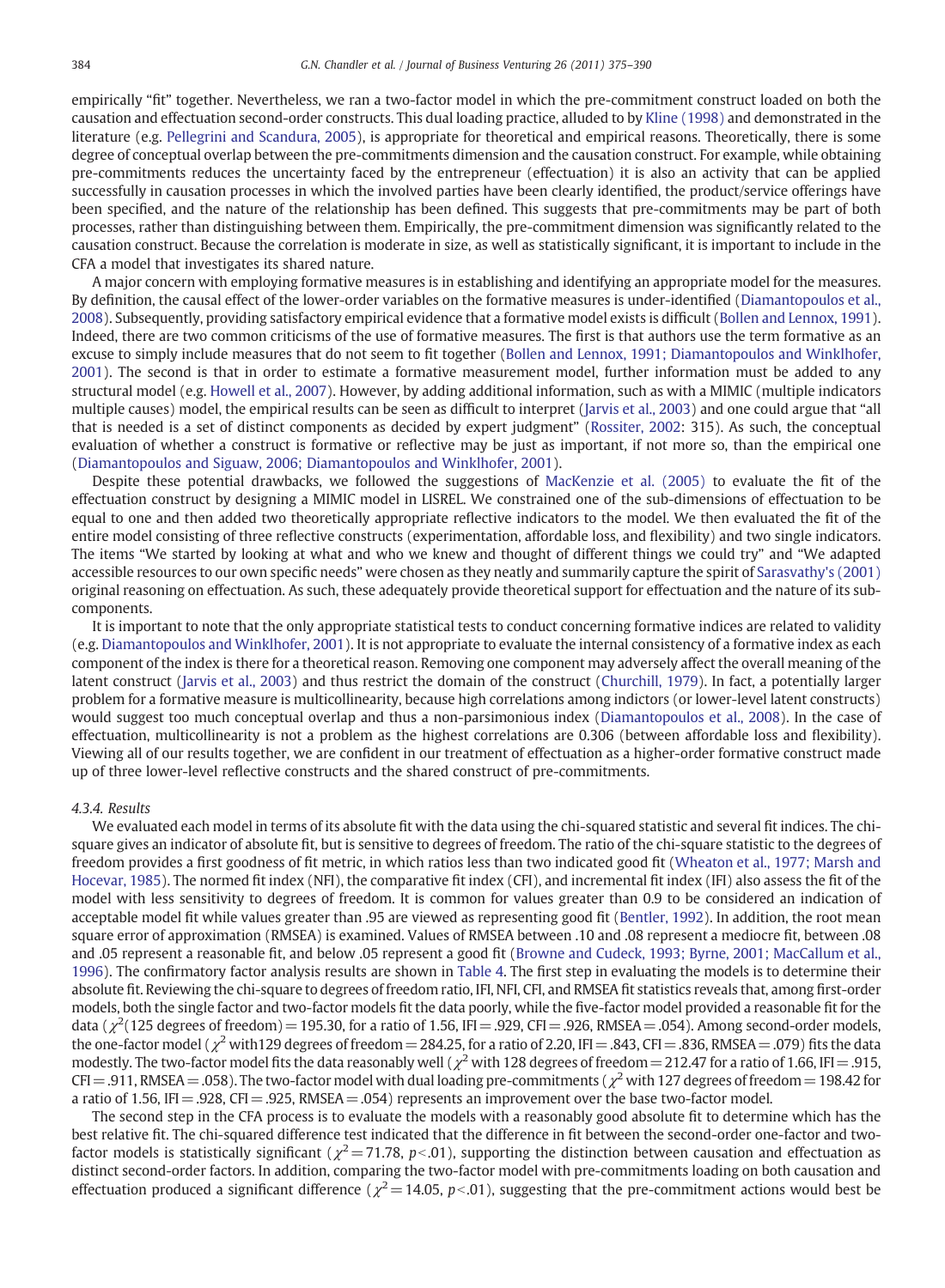empirically "fit" together. Nevertheless, we ran a two-factor model in which the pre-commitment construct loaded on both the causation and effectuation second-order constructs. This dual loading practice, alluded to by Kline (1998) and demonstrated in the literature (e.g. Pellegrini and Scandura, 2005), is appropriate for theoretical and empirical reasons. Theoretically, there is some degree of conceptual overlap between the pre-commitments dimension and the causation construct. For example, while obtaining pre-commitments reduces the uncertainty faced by the entrepreneur (effectuation) it is also an activity that can be applied successfully in causation processes in which the involved parties have been clearly identified, the product/service offerings have been specified, and the nature of the relationship has been defined. This suggests that pre-commitments may be part of both processes, rather than distinguishing between them. Empirically, the pre-commitment dimension was significantly related to the causation construct. Because the correlation is moderate in size, as well as statistically significant, it is important to include in the CFA a model that investigates its shared nature.

A major concern with employing formative measures is in establishing and identifying an appropriate model for the measures. By definition, the causal effect of the lower-order variables on the formative measures is under-identified (Diamantopoulos et al., 2008). Subsequently, providing satisfactory empirical evidence that a formative model exists is difficult (Bollen and Lennox, 1991). Indeed, there are two common criticisms of the use of formative measures. The first is that authors use the term formative as an excuse to simply include measures that do not seem to fit together (Bollen and Lennox, 1991; Diamantopoulos and Winklhofer, 2001). The second is that in order to estimate a formative measurement model, further information must be added to any structural model (e.g. Howell et al., 2007). However, by adding additional information, such as with a MIMIC (multiple indicators multiple causes) model, the empirical results can be seen as difficult to interpret (Jarvis et al., 2003) and one could argue that "all that is needed is a set of distinct components as decided by expert judgment" (Rossiter, 2002: 315). As such, the conceptual evaluation of whether a construct is formative or reflective may be just as important, if not more so, than the empirical one (Diamantopoulos and Siguaw, 2006; Diamantopoulos and Winklhofer, 2001).

Despite these potential drawbacks, we followed the suggestions of MacKenzie et al. (2005) to evaluate the fit of the effectuation construct by designing a MIMIC model in LISREL. We constrained one of the sub-dimensions of effectuation to be equal to one and then added two theoretically appropriate reflective indicators to the model. We then evaluated the fit of the entire model consisting of three reflective constructs (experimentation, affordable loss, and flexibility) and two single indicators. The items "We started by looking at what and who we knew and thought of different things we could try" and "We adapted accessible resources to our own specific needs" were chosen as they neatly and summarily capture the spirit of Sarasvathy's (2001) original reasoning on effectuation. As such, these adequately provide theoretical support for effectuation and the nature of its sub-components.

It is important to note that the only appropriate statistical tests to conduct concerning formative indices are related to validity (e.g. Diamantopoulos and Winklhofer, 2001). It is not appropriate to evaluate the internal consistency of a formative index as each component of the index is there for a theoretical reason. Removing one component may adversely affect the overall meaning of the latent construct (Jarvis et al., 2003) and thus restrict the domain of the construct (Churchill, 1979). In fact, a potentially larger problem for a formative measure is multicollinearity, because high correlations among indictors (or lower-level latent constructs) would suggest too much conceptual overlap and thus a non-parsimonious index (Diamantopoulos et al., 2008). In the case of effectuation, multicollinearity is not a problem as the highest correlations are 0.306 (between affordable loss and flexibility). Viewing all of our results together, we are confident in our treatment of effectuation as a higher-order formative construct made up of three lower-level reflective constructs and the shared construct of pre-commitments.

#### 4.3.4. Results

We evaluated each model in terms of its absolute fit with the data using the chi-squared statistic and several fit indices. The chi-square gives an indicator of absolute fit, but is sensitive to degrees of freedom. The ratio of the chi-square statistic to the degrees of freedom provides a first goodness of fit metric, in which ratios less than two indicated good fit (Wheaton et al., 1977; Marsh and Hocevar, 1985). The normed fit index (NFI), the comparative fit index (CFI), and incremental fit index (IFI) also assess the fit of the model with less sensitivity to degrees of freedom. It is common for values greater than 0.9 to be considered an indication of acceptable model fit while values greater than .95 are viewed as representing good fit (Bentler, 1992). In addition, the root mean square error of approximation (RMSEA) is examined. Values of RMSEA between .10 and .08 represent a mediocre fit, between .08 and .05 represent a reasonable fit, and below .05 represent a good fit (Browne and Cudeck, 1993; Byrne, 2001; MacCallum et al., 1996). The confirmatory factor analysis results are shown in Table 4. The first step in evaluating the models is to determine their absolute fit. Reviewing the chi-square to degrees of freedom ratio, IFI, NFI, CFI, and RMSEA fit statistics reveals that, among first-order models, both the single factor and two-factor models fit the data poorly, while the five-factor model provided a reasonable fit for the data ($\chi^2$(125 degrees of freedom) = 195.30, for a ratio of 1.56, IFI = .929, CFI = .926, RMSEA = .054). Among second-order models, the one-factor model ($\chi^2$ with129 degrees of freedom = 284.25, for a ratio of 2.20, IFI = .843, CFI = .836, RMSEA = .079) fits the data modestly. The two-factor model fits the data reasonably well ($\chi^2$ with 128 degrees of freedom = 212.47 for a ratio of 1.66, IFI = .915, CFI = .911, RMSEA = .058). The two-factor model with dual loading pre-commitments ($\chi^2$ with 127 degrees of freedom = 198.42 for a ratio of 1.56, IFI = .928, CFI = .925, RMSEA = .054) represents an improvement over the base two-factor model.

The second step in the CFA process is to evaluate the models with a reasonably good absolute fit to determine which has the best relative fit. The chi-squared difference test indicated that the difference in fit between the second-order one-factor and two-factor models is statistically significant ($\chi^2$ = 71.78, $p$<.01), supporting the distinction between causation and effectuation as distinct second-order factors. In addition, comparing the two-factor model with pre-commitments loading on both causation and effectuation produced a significant difference ($\chi^2$ = 14.05, $p$<.01), suggesting that the pre-commitment actions would best be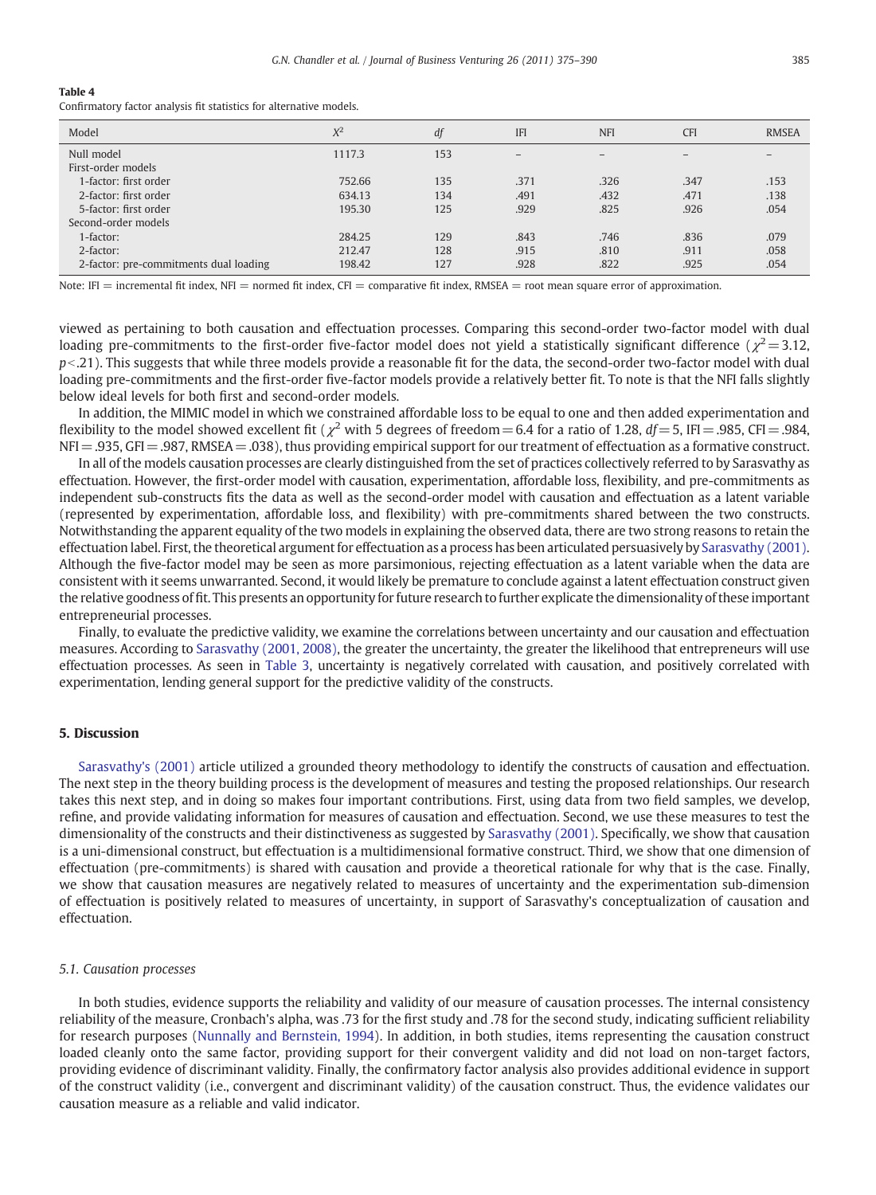**Table 4**
Confirmatory factor analysis fit statistics for alternative models.

| Model | $X^2$ | *df* | IFI | NFI | CFI | RMSEA |
|---|---|---|---|---|---|---|
| Null model | 1117.3 | 153 | – | – | – | – |
| First-order models | | | | | | |
| 1-factor: first order | 752.66 | 135 | .371 | .326 | .347 | .153 |
| 2-factor: first order | 634.13 | 134 | .491 | .432 | .471 | .138 |
| 5-factor: first order | 195.30 | 125 | .929 | .825 | .926 | .054 |
| Second-order models | | | | | | |
| 1-factor: | 284.25 | 129 | .843 | .746 | .836 | .079 |
| 2-factor: | 212.47 | 128 | .915 | .810 | .911 | .058 |
| 2-factor: pre-commitments dual loading | 198.42 | 127 | .928 | .822 | .925 | .054 |

Note: IFI = incremental fit index, NFI = normed fit index, CFI = comparative fit index, RMSEA = root mean square error of approximation.

viewed as pertaining to both causation and effectuation processes. Comparing this second-order two-factor model with dual loading pre-commitments to the first-order five-factor model does not yield a statistically significant difference ($\chi^2 = 3.12$, $p < .21$). This suggests that while three models provide a reasonable fit for the data, the second-order two-factor model with dual loading pre-commitments and the first-order five-factor models provide a relatively better fit. To note is that the NFI falls slightly below ideal levels for both first and second-order models.

In addition, the MIMIC model in which we constrained affordable loss to be equal to one and then added experimentation and flexibility to the model showed excellent fit ($\chi^2$ with 5 degrees of freedom = 6.4 for a ratio of 1.28, $df = 5$, IFI = .985, CFI = .984, NFI = .935, GFI = .987, RMSEA = .038), thus providing empirical support for our treatment of effectuation as a formative construct.

In all of the models causation processes are clearly distinguished from the set of practices collectively referred to by Sarasvathy as effectuation. However, the first-order model with causation, experimentation, affordable loss, flexibility, and pre-commitments as independent sub-constructs fits the data as well as the second-order model with causation and effectuation as a latent variable (represented by experimentation, affordable loss, and flexibility) with pre-commitments shared between the two constructs. Notwithstanding the apparent equality of the two models in explaining the observed data, there are two strong reasons to retain the effectuation label. First, the theoretical argument for effectuation as a process has been articulated persuasively by Sarasvathy (2001). Although the five-factor model may be seen as more parsimonious, rejecting effectuation as a latent variable when the data are consistent with it seems unwarranted. Second, it would likely be premature to conclude against a latent effectuation construct given the relative goodness of fit. This presents an opportunity for future research to further explicate the dimensionality of these important entrepreneurial processes.

Finally, to evaluate the predictive validity, we examine the correlations between uncertainty and our causation and effectuation measures. According to Sarasvathy (2001, 2008), the greater the uncertainty, the greater the likelihood that entrepreneurs will use effectuation processes. As seen in Table 3, uncertainty is negatively correlated with causation, and positively correlated with experimentation, lending general support for the predictive validity of the constructs.

## 5. Discussion

Sarasvathy's (2001) article utilized a grounded theory methodology to identify the constructs of causation and effectuation. The next step in the theory building process is the development of measures and testing the proposed relationships. Our research takes this next step, and in doing so makes four important contributions. First, using data from two field samples, we develop, refine, and provide validating information for measures of causation and effectuation. Second, we use these measures to test the dimensionality of the constructs and their distinctiveness as suggested by Sarasvathy (2001). Specifically, we show that causation is a uni-dimensional construct, but effectuation is a multidimensional formative construct. Third, we show that one dimension of effectuation (pre-commitments) is shared with causation and provide a theoretical rationale for why that is the case. Finally, we show that causation measures are negatively related to measures of uncertainty and the experimentation sub-dimension of effectuation is positively related to measures of uncertainty, in support of Sarasvathy's conceptualization of causation and effectuation.

### 5.1. Causation processes

In both studies, evidence supports the reliability and validity of our measure of causation processes. The internal consistency reliability of the measure, Cronbach's alpha, was .73 for the first study and .78 for the second study, indicating sufficient reliability for research purposes (Nunnally and Bernstein, 1994). In addition, in both studies, items representing the causation construct loaded cleanly onto the same factor, providing support for their convergent validity and did not load on non-target factors, providing evidence of discriminant validity. Finally, the confirmatory factor analysis also provides additional evidence in support of the construct validity (i.e., convergent and discriminant validity) of the causation construct. Thus, the evidence validates our causation measure as a reliable and valid indicator.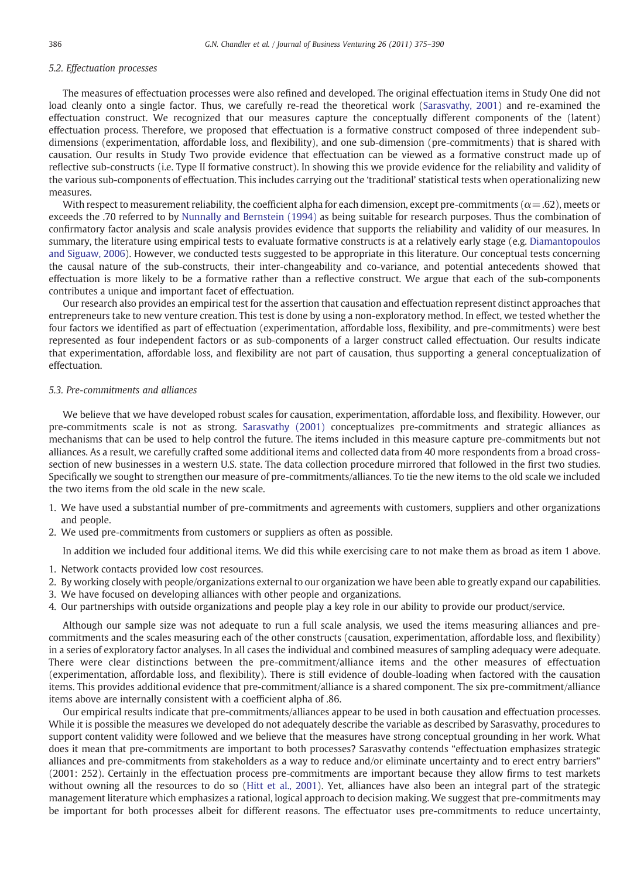### 5.2. Effectuation processes

The measures of effectuation processes were also refined and developed. The original effectuation items in Study One did not load cleanly onto a single factor. Thus, we carefully re-read the theoretical work (Sarasvathy, 2001) and re-examined the effectuation construct. We recognized that our measures capture the conceptually different components of the (latent) effectuation process. Therefore, we proposed that effectuation is a formative construct composed of three independent sub-dimensions (experimentation, affordable loss, and flexibility), and one sub-dimension (pre-commitments) that is shared with causation. Our results in Study Two provide evidence that effectuation can be viewed as a formative construct made up of reflective sub-constructs (i.e. Type II formative construct). In showing this we provide evidence for the reliability and validity of the various sub-components of effectuation. This includes carrying out the 'traditional' statistical tests when operationalizing new measures.

With respect to measurement reliability, the coefficient alpha for each dimension, except pre-commitments ($\alpha = .62$), meets or exceeds the .70 referred to by Nunnally and Bernstein (1994) as being suitable for research purposes. Thus the combination of confirmatory factor analysis and scale analysis provides evidence that supports the reliability and validity of our measures. In summary, the literature using empirical tests to evaluate formative constructs is at a relatively early stage (e.g. Diamantopoulos and Siguaw, 2006). However, we conducted tests suggested to be appropriate in this literature. Our conceptual tests concerning the causal nature of the sub-constructs, their inter-changeability and co-variance, and potential antecedents showed that effectuation is more likely to be a formative rather than a reflective construct. We argue that each of the sub-components contributes a unique and important facet of effectuation.

Our research also provides an empirical test for the assertion that causation and effectuation represent distinct approaches that entrepreneurs take to new venture creation. This test is done by using a non-exploratory method. In effect, we tested whether the four factors we identified as part of effectuation (experimentation, affordable loss, flexibility, and pre-commitments) were best represented as four independent factors or as sub-components of a larger construct called effectuation. Our results indicate that experimentation, affordable loss, and flexibility are not part of causation, thus supporting a general conceptualization of effectuation.

### 5.3. Pre-commitments and alliances

We believe that we have developed robust scales for causation, experimentation, affordable loss, and flexibility. However, our pre-commitments scale is not as strong. Sarasvathy (2001) conceptualizes pre-commitments and strategic alliances as mechanisms that can be used to help control the future. The items included in this measure capture pre-commitments but not alliances. As a result, we carefully crafted some additional items and collected data from 40 more respondents from a broad cross-section of new businesses in a western U.S. state. The data collection procedure mirrored that followed in the first two studies. Specifically we sought to strengthen our measure of pre-commitments/alliances. To tie the new items to the old scale we included the two items from the old scale in the new scale.

1. We have used a substantial number of pre-commitments and agreements with customers, suppliers and other organizations and people.
2. We used pre-commitments from customers or suppliers as often as possible.

In addition we included four additional items. We did this while exercising care to not make them as broad as item 1 above.

1. Network contacts provided low cost resources.
2. By working closely with people/organizations external to our organization we have been able to greatly expand our capabilities.
3. We have focused on developing alliances with other people and organizations.
4. Our partnerships with outside organizations and people play a key role in our ability to provide our product/service.

Although our sample size was not adequate to run a full scale analysis, we used the items measuring alliances and pre-commitments and the scales measuring each of the other constructs (causation, experimentation, affordable loss, and flexibility) in a series of exploratory factor analyses. In all cases the individual and combined measures of sampling adequacy were adequate. There were clear distinctions between the pre-commitment/alliance items and the other measures of effectuation (experimentation, affordable loss, and flexibility). There is still evidence of double-loading when factored with the causation items. This provides additional evidence that pre-commitment/alliance is a shared component. The six pre-commitment/alliance items above are internally consistent with a coefficient alpha of .86.

Our empirical results indicate that pre-commitments/alliances appear to be used in both causation and effectuation processes. While it is possible the measures we developed do not adequately describe the variable as described by Sarasvathy, procedures to support content validity were followed and we believe that the measures have strong conceptual grounding in her work. What does it mean that pre-commitments are important to both processes? Sarasvathy contends "effectuation emphasizes strategic alliances and pre-commitments from stakeholders as a way to reduce and/or eliminate uncertainty and to erect entry barriers" (2001: 252). Certainly in the effectuation process pre-commitments are important because they allow firms to test markets without owning all the resources to do so (Hitt et al., 2001). Yet, alliances have also been an integral part of the strategic management literature which emphasizes a rational, logical approach to decision making. We suggest that pre-commitments may be important for both processes albeit for different reasons. The effectuator uses pre-commitments to reduce uncertainty,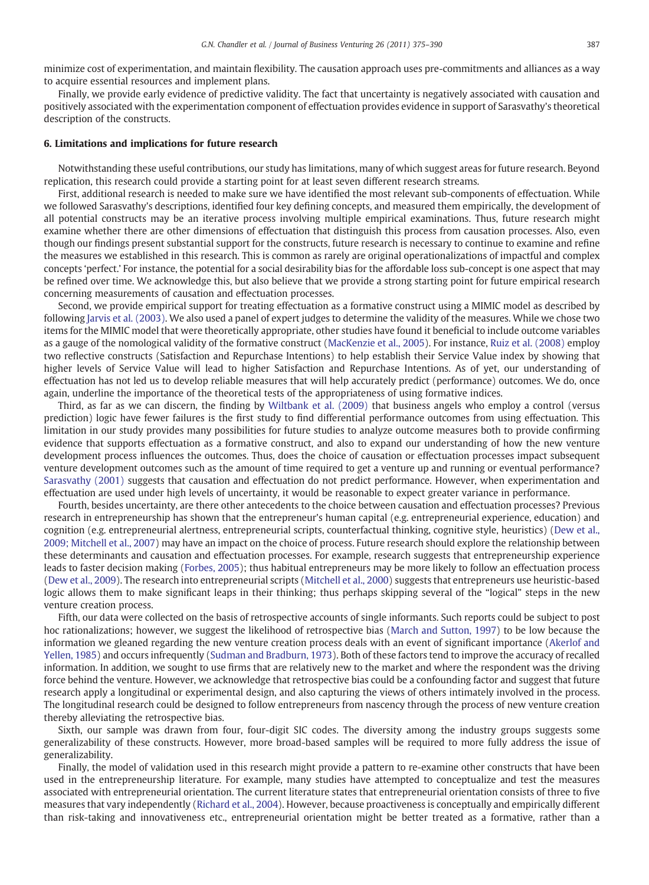minimize cost of experimentation, and maintain flexibility. The causation approach uses pre-commitments and alliances as a way to acquire essential resources and implement plans.

Finally, we provide early evidence of predictive validity. The fact that uncertainty is negatively associated with causation and positively associated with the experimentation component of effectuation provides evidence in support of Sarasvathy's theoretical description of the constructs.

## 6. Limitations and implications for future research

Notwithstanding these useful contributions, our study has limitations, many of which suggest areas for future research. Beyond replication, this research could provide a starting point for at least seven different research streams.

First, additional research is needed to make sure we have identified the most relevant sub-components of effectuation. While we followed Sarasvathy's descriptions, identified four key defining concepts, and measured them empirically, the development of all potential constructs may be an iterative process involving multiple empirical examinations. Thus, future research might examine whether there are other dimensions of effectuation that distinguish this process from causation processes. Also, even though our findings present substantial support for the constructs, future research is necessary to continue to examine and refine the measures we established in this research. This is common as rarely are original operationalizations of impactful and complex concepts 'perfect.' For instance, the potential for a social desirability bias for the affordable loss sub-concept is one aspect that may be refined over time. We acknowledge this, but also believe that we provide a strong starting point for future empirical research concerning measurements of causation and effectuation processes.

Second, we provide empirical support for treating effectuation as a formative construct using a MIMIC model as described by following Jarvis et al. (2003). We also used a panel of expert judges to determine the validity of the measures. While we chose two items for the MIMIC model that were theoretically appropriate, other studies have found it beneficial to include outcome variables as a gauge of the nomological validity of the formative construct (MacKenzie et al., 2005). For instance, Ruiz et al. (2008) employ two reflective constructs (Satisfaction and Repurchase Intentions) to help establish their Service Value index by showing that higher levels of Service Value will lead to higher Satisfaction and Repurchase Intentions. As of yet, our understanding of effectuation has not led us to develop reliable measures that will help accurately predict (performance) outcomes. We do, once again, underline the importance of the theoretical tests of the appropriateness of using formative indices.

Third, as far as we can discern, the finding by Wiltbank et al. (2009) that business angels who employ a control (versus prediction) logic have fewer failures is the first study to find differential performance outcomes from using effectuation. This limitation in our study provides many possibilities for future studies to analyze outcome measures both to provide confirming evidence that supports effectuation as a formative construct, and also to expand our understanding of how the new venture development process influences the outcomes. Thus, does the choice of causation or effectuation processes impact subsequent venture development outcomes such as the amount of time required to get a venture up and running or eventual performance? Sarasvathy (2001) suggests that causation and effectuation do not predict performance. However, when experimentation and effectuation are used under high levels of uncertainty, it would be reasonable to expect greater variance in performance.

Fourth, besides uncertainty, are there other antecedents to the choice between causation and effectuation processes? Previous research in entrepreneurship has shown that the entrepreneur's human capital (e.g. entrepreneurial experience, education) and cognition (e.g. entrepreneurial alertness, entrepreneurial scripts, counterfactual thinking, cognitive style, heuristics) (Dew et al., 2009; Mitchell et al., 2007) may have an impact on the choice of process. Future research should explore the relationship between these determinants and causation and effectuation processes. For example, research suggests that entrepreneurship experience leads to faster decision making (Forbes, 2005); thus habitual entrepreneurs may be more likely to follow an effectuation process (Dew et al., 2009). The research into entrepreneurial scripts (Mitchell et al., 2000) suggests that entrepreneurs use heuristic-based logic allows them to make significant leaps in their thinking; thus perhaps skipping several of the "logical" steps in the new venture creation process.

Fifth, our data were collected on the basis of retrospective accounts of single informants. Such reports could be subject to post hoc rationalizations; however, we suggest the likelihood of retrospective bias (March and Sutton, 1997) to be low because the information we gleaned regarding the new venture creation process deals with an event of significant importance (Akerlof and Yellen, 1985) and occurs infrequently (Sudman and Bradburn, 1973). Both of these factors tend to improve the accuracy of recalled information. In addition, we sought to use firms that are relatively new to the market and where the respondent was the driving force behind the venture. However, we acknowledge that retrospective bias could be a confounding factor and suggest that future research apply a longitudinal or experimental design, and also capturing the views of others intimately involved in the process. The longitudinal research could be designed to follow entrepreneurs from nascency through the process of new venture creation thereby alleviating the retrospective bias.

Sixth, our sample was drawn from four, four-digit SIC codes. The diversity among the industry groups suggests some generalizability of these constructs. However, more broad-based samples will be required to more fully address the issue of generalizability.

Finally, the model of validation used in this research might provide a pattern to re-examine other constructs that have been used in the entrepreneurship literature. For example, many studies have attempted to conceptualize and test the measures associated with entrepreneurial orientation. The current literature states that entrepreneurial orientation consists of three to five measures that vary independently (Richard et al., 2004). However, because proactiveness is conceptually and empirically different than risk-taking and innovativeness etc., entrepreneurial orientation might be better treated as a formative, rather than a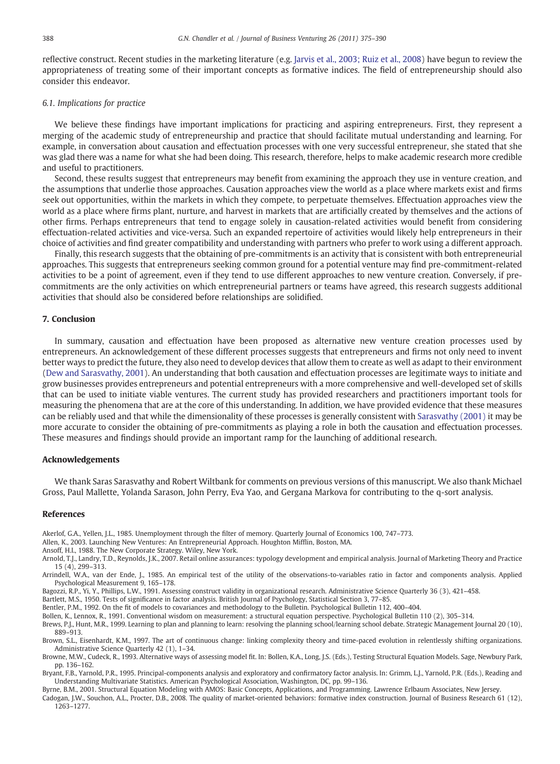reflective construct. Recent studies in the marketing literature (e.g. Jarvis et al., 2003; Ruiz et al., 2008) have begun to review the appropriateness of treating some of their important concepts as formative indices. The field of entrepreneurship should also consider this endeavor.

### 6.1. Implications for practice

We believe these findings have important implications for practicing and aspiring entrepreneurs. First, they represent a merging of the academic study of entrepreneurship and practice that should facilitate mutual understanding and learning. For example, in conversation about causation and effectuation processes with one very successful entrepreneur, she stated that she was glad there was a name for what she had been doing. This research, therefore, helps to make academic research more credible and useful to practitioners.

Second, these results suggest that entrepreneurs may benefit from examining the approach they use in venture creation, and the assumptions that underlie those approaches. Causation approaches view the world as a place where markets exist and firms seek out opportunities, within the markets in which they compete, to perpetuate themselves. Effectuation approaches view the world as a place where firms plant, nurture, and harvest in markets that are artificially created by themselves and the actions of other firms. Perhaps entrepreneurs that tend to engage solely in causation-related activities would benefit from considering effectuation-related activities and vice-versa. Such an expanded repertoire of activities would likely help entrepreneurs in their choice of activities and find greater compatibility and understanding with partners who prefer to work using a different approach.

Finally, this research suggests that the obtaining of pre-commitments is an activity that is consistent with both entrepreneurial approaches. This suggests that entrepreneurs seeking common ground for a potential venture may find pre-commitment-related activities to be a point of agreement, even if they tend to use different approaches to new venture creation. Conversely, if pre-commitments are the only activities on which entrepreneurial partners or teams have agreed, this research suggests additional activities that should also be considered before relationships are solidified.

## 7. Conclusion

In summary, causation and effectuation have been proposed as alternative new venture creation processes used by entrepreneurs. An acknowledgement of these different processes suggests that entrepreneurs and firms not only need to invent better ways to predict the future, they also need to develop devices that allow them to create as well as adapt to their environment (Dew and Sarasvathy, 2001). An understanding that both causation and effectuation processes are legitimate ways to initiate and grow businesses provides entrepreneurs and potential entrepreneurs with a more comprehensive and well-developed set of skills that can be used to initiate viable ventures. The current study has provided researchers and practitioners important tools for measuring the phenomena that are at the core of this understanding. In addition, we have provided evidence that these measures can be reliably used and that while the dimensionality of these processes is generally consistent with Sarasvathy (2001) it may be more accurate to consider the obtaining of pre-commitments as playing a role in both the causation and effectuation processes. These measures and findings should provide an important ramp for the launching of additional research.

## Acknowledgements

We thank Saras Sarasvathy and Robert Wiltbank for comments on previous versions of this manuscript. We also thank Michael Gross, Paul Mallette, Yolanda Sarason, John Perry, Eva Yao, and Gergana Markova for contributing to the q-sort analysis.

## References

Akerlof, G.A., Yellen, J.L., 1985. Unemployment through the filter of memory. Quarterly Journal of Economics 100, 747–773.

Allen, K., 2003. Launching New Ventures: An Entrepreneurial Approach. Houghton Mifflin, Boston, MA.

Ansoff, H.I., 1988. The New Corporate Strategy. Wiley, New York.

Arnold, T.J., Landry, T.D., Reynolds, J.K., 2007. Retail online assurances: typology development and empirical analysis. Journal of Marketing Theory and Practice 15 (4), 299–313.

Arrindell, W.A., van der Ende, J., 1985. An empirical test of the utility of the observations-to-variables ratio in factor and components analysis. Applied Psychological Measurement 9, 165–178.

Bagozzi, R.P., Yi, Y., Phillips, L.W., 1991. Assessing construct validity in organizational research. Administrative Science Quarterly 36 (3), 421–458.

Bartlett, M.S., 1950. Tests of significance in factor analysis. British Journal of Psychology, Statistical Section 3, 77–85.

Bentler, P.M., 1992. On the fit of models to covariances and methodology to the Bulletin. Psychological Bulletin 112, 400–404.

Bollen, K., Lennox, R., 1991. Conventional wisdom on measurement: a structural equation perspective. Psychological Bulletin 110 (2), 305–314.

Brews, P.J., Hunt, M.R., 1999. Learning to plan and planning to learn: resolving the planning school/learning school debate. Strategic Management Journal 20 (10), 889–913.

Brown, S.L., Eisenhardt, K.M., 1997. The art of continuous change: linking complexity theory and time-paced evolution in relentlessly shifting organizations. Administrative Science Quarterly 42 (1), 1–34.

Browne, M.W., Cudeck, R., 1993. Alternative ways of assessing model fit. In: Bollen, K.A., Long, J.S. (Eds.), Testing Structural Equation Models. Sage, Newbury Park, pp. 136–162.

Bryant, F.B., Yarnold, P.R., 1995. Principal-components analysis and exploratory and confirmatory factor analysis. In: Grimm, L.J., Yarnold, P.R. (Eds.), Reading and Understanding Multivariate Statistics. American Psychological Association, Washington, DC, pp. 99–136.

Byrne, B.M., 2001. Structural Equation Modeling with AMOS: Basic Concepts, Applications, and Programming. Lawrence Erlbaum Associates, New Jersey.

Cadogan, J.W., Souchon, A.L., Procter, D.B., 2008. The quality of market-oriented behaviors: formative index construction. Journal of Business Research 61 (12), 1263–1277.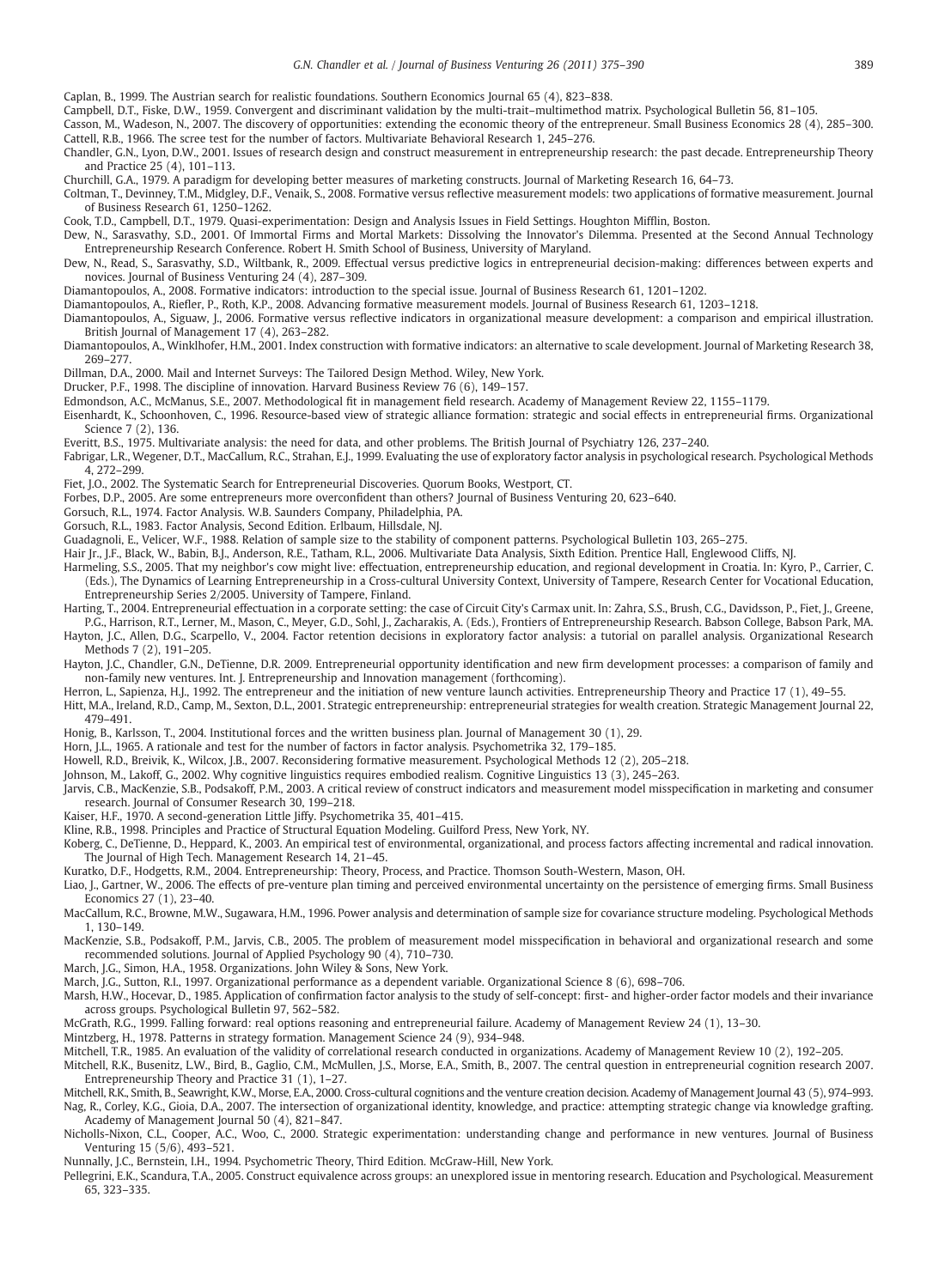Caplan, B., 1999. The Austrian search for realistic foundations. Southern Economics Journal 65 (4), 823–838.

Campbell, D.T., Fiske, D.W., 1959. Convergent and discriminant validation by the multi-trait–multimethod matrix. Psychological Bulletin 56, 81–105.

Casson, M., Wadeson, N., 2007. The discovery of opportunities: extending the economic theory of the entrepreneur. Small Business Economics 28 (4), 285–300.

Cattell, R.B., 1966. The scree test for the number of factors. Multivariate Behavioral Research 1, 245–276.

Chandler, G.N., Lyon, D.W., 2001. Issues of research design and construct measurement in entrepreneurship research: the past decade. Entrepreneurship Theory and Practice 25 (4), 101–113.

Churchill, G.A., 1979. A paradigm for developing better measures of marketing constructs. Journal of Marketing Research 16, 64–73.

Coltman, T., Devinney, T.M., Midgley, D.F., Venaik, S., 2008. Formative versus reflective measurement models: two applications of formative measurement. Journal of Business Research 61, 1250–1262.

Cook, T.D., Campbell, D.T., 1979. Quasi-experimentation: Design and Analysis Issues in Field Settings. Houghton Mifflin, Boston.

Dew, N., Sarasvathy, S.D., 2001. Of Immortal Firms and Mortal Markets: Dissolving the Innovator's Dilemma. Presented at the Second Annual Technology Entrepreneurship Research Conference. Robert H. Smith School of Business, University of Maryland.

Dew, N., Read, S., Sarasvathy, S.D., Wiltbank, R., 2009. Effectual versus predictive logics in entrepreneurial decision-making: differences between experts and novices. Journal of Business Venturing 24 (4), 287–309.

Diamantopoulos, A., 2008. Formative indicators: introduction to the special issue. Journal of Business Research 61, 1201–1202.

Diamantopoulos, A., Riefler, P., Roth, K.P., 2008. Advancing formative measurement models. Journal of Business Research 61, 1203–1218.

Diamantopoulos, A., Siguaw, J., 2006. Formative versus reflective indicators in organizational measure development: a comparison and empirical illustration. British Journal of Management 17 (4), 263–282.

Diamantopoulos, A., Winklhofer, H.M., 2001. Index construction with formative indicators: an alternative to scale development. Journal of Marketing Research 38, 269–277.

Dillman, D.A., 2000. Mail and Internet Surveys: The Tailored Design Method. Wiley, New York.

Drucker, P.F., 1998. The discipline of innovation. Harvard Business Review 76 (6), 149–157.

Edmondson, A.C., McManus, S.E., 2007. Methodological fit in management field research. Academy of Management Review 22, 1155–1179.

Eisenhardt, K., Schoonhoven, C., 1996. Resource-based view of strategic alliance formation: strategic and social effects in entrepreneurial firms. Organizational Science 7 (2), 136.

Everitt, B.S., 1975. Multivariate analysis: the need for data, and other problems. The British Journal of Psychiatry 126, 237–240.

Fabrigar, L.R., Wegener, D.T., MacCallum, R.C., Strahan, E.J., 1999. Evaluating the use of exploratory factor analysis in psychological research. Psychological Methods 4, 272–299.

Fiet, J.O., 2002. The Systematic Search for Entrepreneurial Discoveries. Quorum Books, Westport, CT.

Forbes, D.P., 2005. Are some entrepreneurs more overconfident than others? Journal of Business Venturing 20, 623–640.

Gorsuch, R.L., 1974. Factor Analysis. W.B. Saunders Company, Philadelphia, PA.

Gorsuch, R.L., 1983. Factor Analysis, Second Edition. Erlbaum, Hillsdale, NJ.

Guadagnoli, E., Velicer, W.F., 1988. Relation of sample size to the stability of component patterns. Psychological Bulletin 103, 265–275.

Hair Jr., J.F., Black, W., Babin, B.J., Anderson, R.E., Tatham, R.L., 2006. Multivariate Data Analysis, Sixth Edition. Prentice Hall, Englewood Cliffs, NJ.

Harmeling, S.S., 2005. That my neighbor's cow might live: effectuation, entrepreneurship education, and regional development in Croatia. In: Kyro, P., Carrier, C. (Eds.), The Dynamics of Learning Entrepreneurship in a Cross-cultural University Context, University of Tampere, Research Center for Vocational Education, Entrepreneurship Series 2/2005. University of Tampere, Finland.

Harting, T., 2004. Entrepreneurial effectuation in a corporate setting: the case of Circuit City's Carmax unit. In: Zahra, S.S., Brush, C.G., Davidsson, P., Fiet, J., Greene, P.G., Harrison, R.T., Lerner, M., Mason, C., Meyer, G.D., Sohl, J., Zacharakis, A. (Eds.), Frontiers of Entrepreneurship Research. Babson College, Babson Park, MA.

Hayton, J.C., Allen, D.G., Scarpello, V., 2004. Factor retention decisions in exploratory factor analysis: a tutorial on parallel analysis. Organizational Research Methods 7 (2), 191–205.

Hayton, J.C., Chandler, G.N., DeTienne, D.R. 2009. Entrepreneurial opportunity identification and new firm development processes: a comparison of family and non-family new ventures. Int. J. Entrepreneurship and Innovation management (forthcoming).

Herron, L., Sapienza, H.J., 1992. The entrepreneur and the initiation of new venture launch activities. Entrepreneurship Theory and Practice 17 (1), 49–55.

Hitt, M.A., Ireland, R.D., Camp, M., Sexton, D.L., 2001. Strategic entrepreneurship: entrepreneurial strategies for wealth creation. Strategic Management Journal 22, 479–491.

Honig, B., Karlsson, T., 2004. Institutional forces and the written business plan. Journal of Management 30 (1), 29.

Horn, J.L., 1965. A rationale and test for the number of factors in factor analysis. Psychometrika 32, 179–185.

Howell, R.D., Breivik, K., Wilcox, J.B., 2007. Reconsidering formative measurement. Psychological Methods 12 (2), 205–218.

Johnson, M., Lakoff, G., 2002. Why cognitive linguistics requires embodied realism. Cognitive Linguistics 13 (3), 245–263.

Jarvis, C.B., MacKenzie, S.B., Podsakoff, P.M., 2003. A critical review of construct indicators and measurement model misspecification in marketing and consumer research. Journal of Consumer Research 30, 199–218.

Kaiser, H.F., 1970. A second-generation Little Jiffy. Psychometrika 35, 401–415.

Kline, R.B., 1998. Principles and Practice of Structural Equation Modeling. Guilford Press, New York, NY.

Koberg, C., DeTienne, D., Heppard, K., 2003. An empirical test of environmental, organizational, and process factors affecting incremental and radical innovation. The Journal of High Tech. Management Research 14, 21–45.

Kuratko, D.F., Hodgetts, R.M., 2004. Entrepreneurship: Theory, Process, and Practice. Thomson South-Western, Mason, OH.

Liao, J., Gartner, W., 2006. The effects of pre-venture plan timing and perceived environmental uncertainty on the persistence of emerging firms. Small Business Economics 27 (1), 23–40.

MacCallum, R.C., Browne, M.W., Sugawara, H.M., 1996. Power analysis and determination of sample size for covariance structure modeling. Psychological Methods 1, 130–149.

MacKenzie, S.B., Podsakoff, P.M., Jarvis, C.B., 2005. The problem of measurement model misspecification in behavioral and organizational research and some recommended solutions. Journal of Applied Psychology 90 (4), 710–730.

March, J.G., Simon, H.A., 1958. Organizations. John Wiley & Sons, New York.

March, J.G., Sutton, R.I., 1997. Organizational performance as a dependent variable. Organizational Science 8 (6), 698–706.

Marsh, H.W., Hocevar, D., 1985. Application of confirmation factor analysis to the study of self-concept: first- and higher-order factor models and their invariance across groups. Psychological Bulletin 97, 562–582.

McGrath, R.G., 1999. Falling forward: real options reasoning and entrepreneurial failure. Academy of Management Review 24 (1), 13–30.

Mintzberg, H., 1978. Patterns in strategy formation. Management Science 24 (9), 934–948.

Mitchell, T.R., 1985. An evaluation of the validity of correlational research conducted in organizations. Academy of Management Review 10 (2), 192–205.

Mitchell, R.K., Busenitz, L.W., Bird, B., Gaglio, C.M., McMullen, J.S., Morse, E.A., Smith, B., 2007. The central question in entrepreneurial cognition research 2007. Entrepreneurship Theory and Practice 31 (1), 1–27.

Mitchell, R.K., Smith, B., Seawright, K.W., Morse, E.A., 2000. Cross-cultural cognitions and the venture creation decision. Academy of Management Journal 43 (5), 974–993.

Nag, R., Corley, K.G., Gioia, D.A., 2007. The intersection of organizational identity, knowledge, and practice: attempting strategic change via knowledge grafting. Academy of Management Journal 50 (4), 821–847.

Nicholls-Nixon, C.L., Cooper, A.C., Woo, C., 2000. Strategic experimentation: understanding change and performance in new ventures. Journal of Business Venturing 15 (5/6), 493–521.

Nunnally, J.C., Bernstein, I.H., 1994. Psychometric Theory, Third Edition. McGraw-Hill, New York.

Pellegrini, E.K., Scandura, T.A., 2005. Construct equivalence across groups: an unexplored issue in mentoring research. Education and Psychological. Measurement 65, 323–335.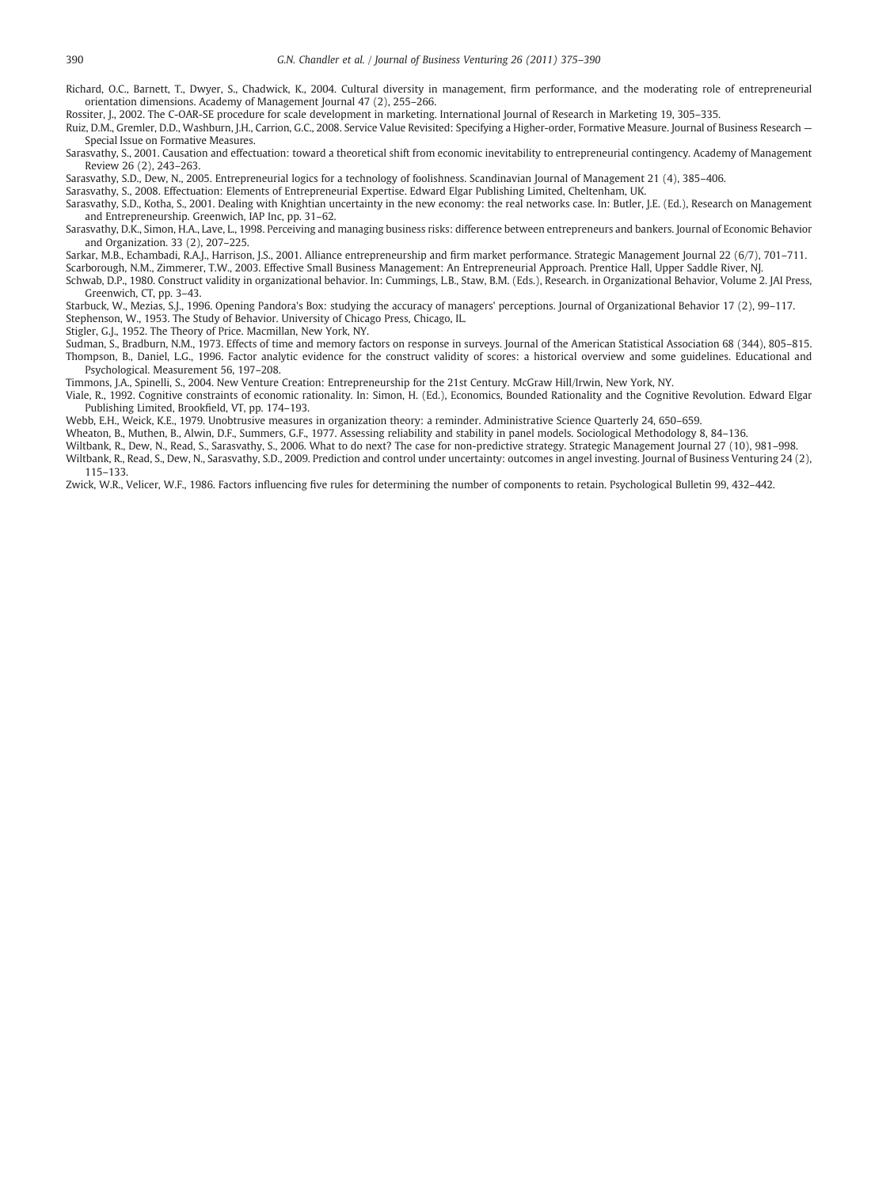Richard, O.C., Barnett, T., Dwyer, S., Chadwick, K., 2004. Cultural diversity in management, firm performance, and the moderating role of entrepreneurial orientation dimensions. Academy of Management Journal 47 (2), 255–266.

Rossiter, J., 2002. The C-OAR-SE procedure for scale development in marketing. International Journal of Research in Marketing 19, 305–335.

Ruiz, D.M., Gremler, D.D., Washburn, J.H., Carrion, G.C., 2008. Service Value Revisited: Specifying a Higher-order, Formative Measure. Journal of Business Research — Special Issue on Formative Measures.

Sarasvathy, S., 2001. Causation and effectuation: toward a theoretical shift from economic inevitability to entrepreneurial contingency. Academy of Management Review 26 (2), 243–263.

Sarasvathy, S.D., Dew, N., 2005. Entrepreneurial logics for a technology of foolishness. Scandinavian Journal of Management 21 (4), 385–406.

Sarasvathy, S., 2008. Effectuation: Elements of Entrepreneurial Expertise. Edward Elgar Publishing Limited, Cheltenham, UK.

Sarasvathy, S.D., Kotha, S., 2001. Dealing with Knightian uncertainty in the new economy: the real networks case. In: Butler, J.E. (Ed.), Research on Management and Entrepreneurship. Greenwich, IAP Inc, pp. 31–62.

Sarasvathy, D.K., Simon, H.A., Lave, L., 1998. Perceiving and managing business risks: difference between entrepreneurs and bankers. Journal of Economic Behavior and Organization. 33 (2), 207–225.

Sarkar, M.B., Echambadi, R.A.J., Harrison, J.S., 2001. Alliance entrepreneurship and firm market performance. Strategic Management Journal 22 (6/7), 701–711.

Scarborough, N.M., Zimmerer, T.W., 2003. Effective Small Business Management: An Entrepreneurial Approach. Prentice Hall, Upper Saddle River, NJ.

Schwab, D.P., 1980. Construct validity in organizational behavior. In: Cummings, L.B., Staw, B.M. (Eds.), Research. in Organizational Behavior, Volume 2. JAI Press, Greenwich, CT, pp. 3–43.

Starbuck, W., Mezias, S.J., 1996. Opening Pandora's Box: studying the accuracy of managers' perceptions. Journal of Organizational Behavior 17 (2), 99–117.

Stephenson, W., 1953. The Study of Behavior. University of Chicago Press, Chicago, IL.

Stigler, G.J., 1952. The Theory of Price. Macmillan, New York, NY.

Sudman, S., Bradburn, N.M., 1973. Effects of time and memory factors on response in surveys. Journal of the American Statistical Association 68 (344), 805–815.

Thompson, B., Daniel, L.G., 1996. Factor analytic evidence for the construct validity of scores: a historical overview and some guidelines. Educational and Psychological. Measurement 56, 197–208.

Timmons, J.A., Spinelli, S., 2004. New Venture Creation: Entrepreneurship for the 21st Century. McGraw Hill/Irwin, New York, NY.

Viale, R., 1992. Cognitive constraints of economic rationality. In: Simon, H. (Ed.), Economics, Bounded Rationality and the Cognitive Revolution. Edward Elgar Publishing Limited, Brookfield, VT, pp. 174–193.

Webb, E.H., Weick, K.E., 1979. Unobtrusive measures in organization theory: a reminder. Administrative Science Quarterly 24, 650–659.

Wheaton, B., Muthen, B., Alwin, D.F., Summers, G.F., 1977. Assessing reliability and stability in panel models. Sociological Methodology 8, 84–136.

Wiltbank, R., Dew, N., Read, S., Sarasvathy, S., 2006. What to do next? The case for non-predictive strategy. Strategic Management Journal 27 (10), 981–998.

Wiltbank, R., Read, S., Dew, N., Sarasvathy, S.D., 2009. Prediction and control under uncertainty: outcomes in angel investing. Journal of Business Venturing 24 (2), 115–133.

Zwick, W.R., Velicer, W.F., 1986. Factors influencing five rules for determining the number of components to retain. Psychological Bulletin 99, 432–442.